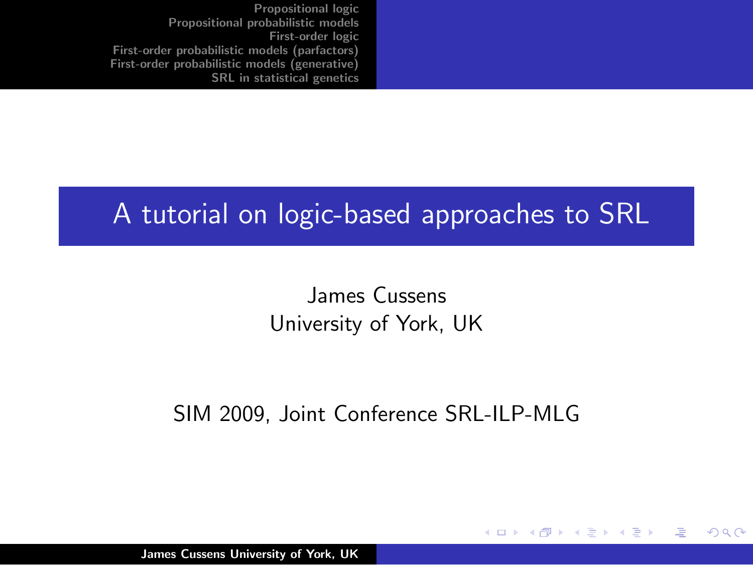# A tutorial on logic-based approaches to SRL

James Cussens
University of York, UK

SIM 2009, Joint Conference SRL-ILP-MLG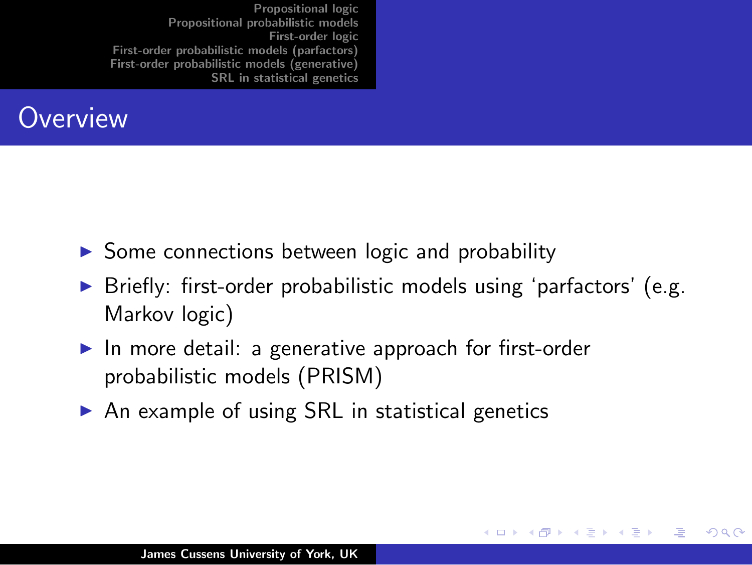# Overview

- Some connections between logic and probability
- Briefly: first-order probabilistic models using 'parfactors' (e.g. Markov logic)
- In more detail: a generative approach for first-order probabilistic models (PRISM)
- An example of using SRL in statistical genetics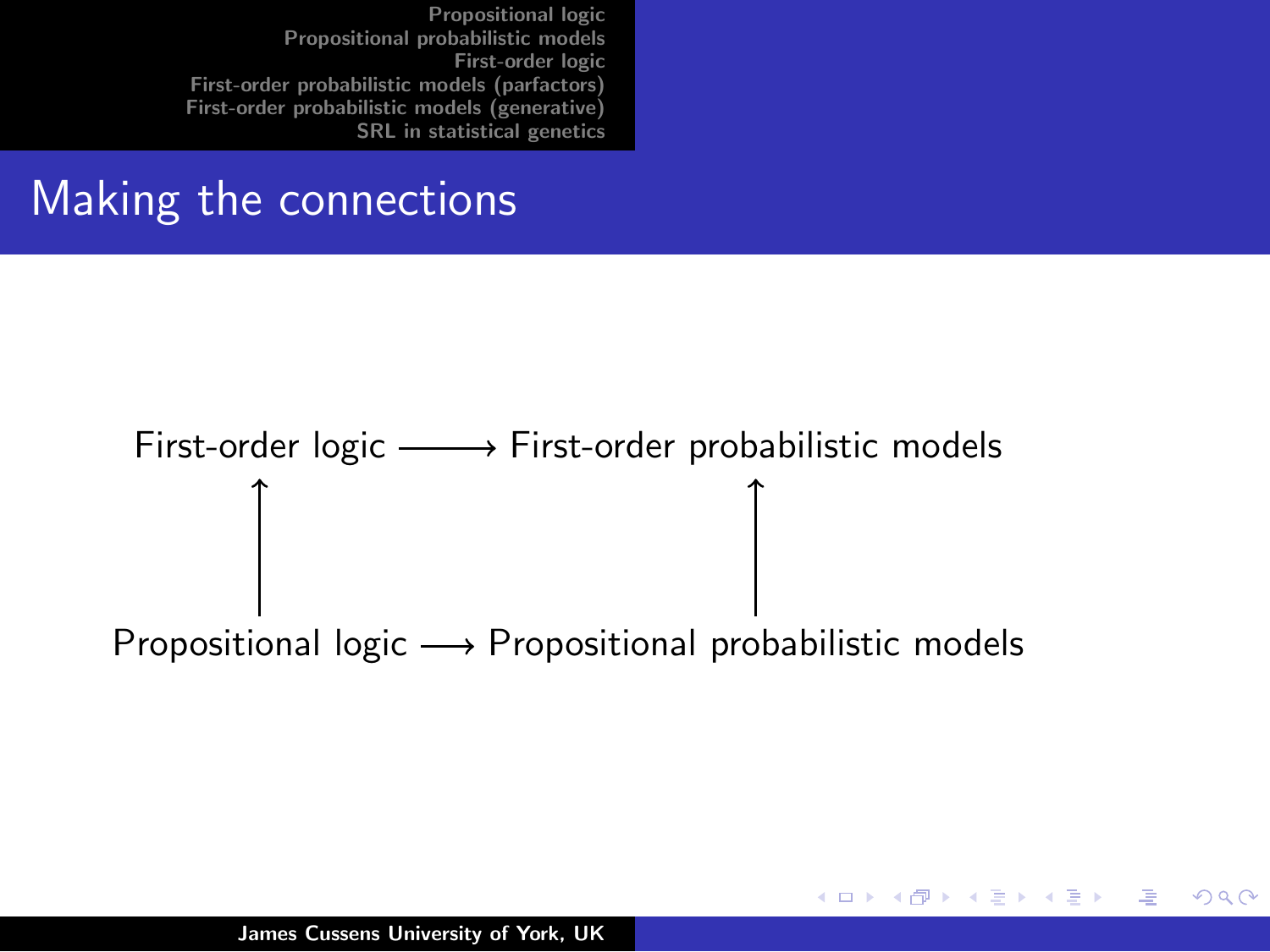# Making the connections

$$
\begin{array}{ccc}
\text{First-order logic} & \longrightarrow & \text{First-order probabilistic models} \\
\uparrow & & \uparrow \\
\text{Propositional logic} & \longrightarrow & \text{Propositional probabilistic models}
\end{array}
$$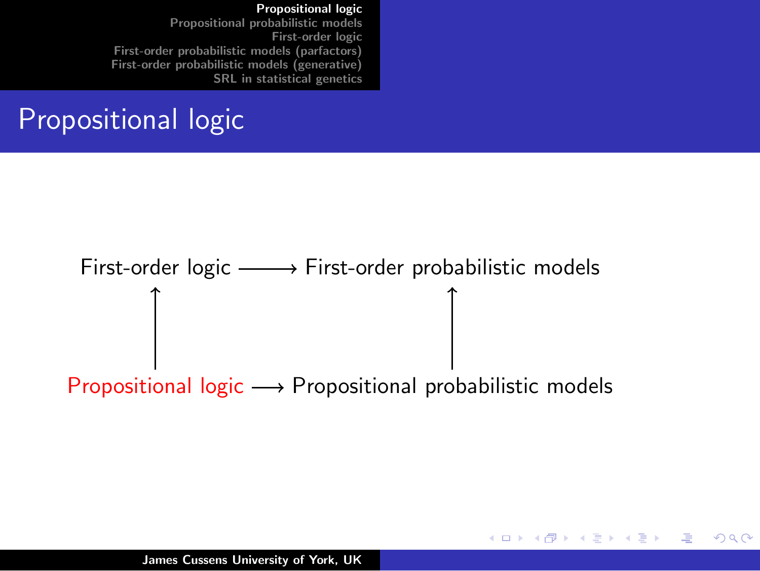# Propositional logic

$$
\begin{array}{ccc}
\text{First-order logic} & \longrightarrow & \text{First-order probabilistic models} \\
\uparrow & & \uparrow \\
\text{Propositional logic} & \longrightarrow & \text{Propositional probabilistic models}
\end{array}
$$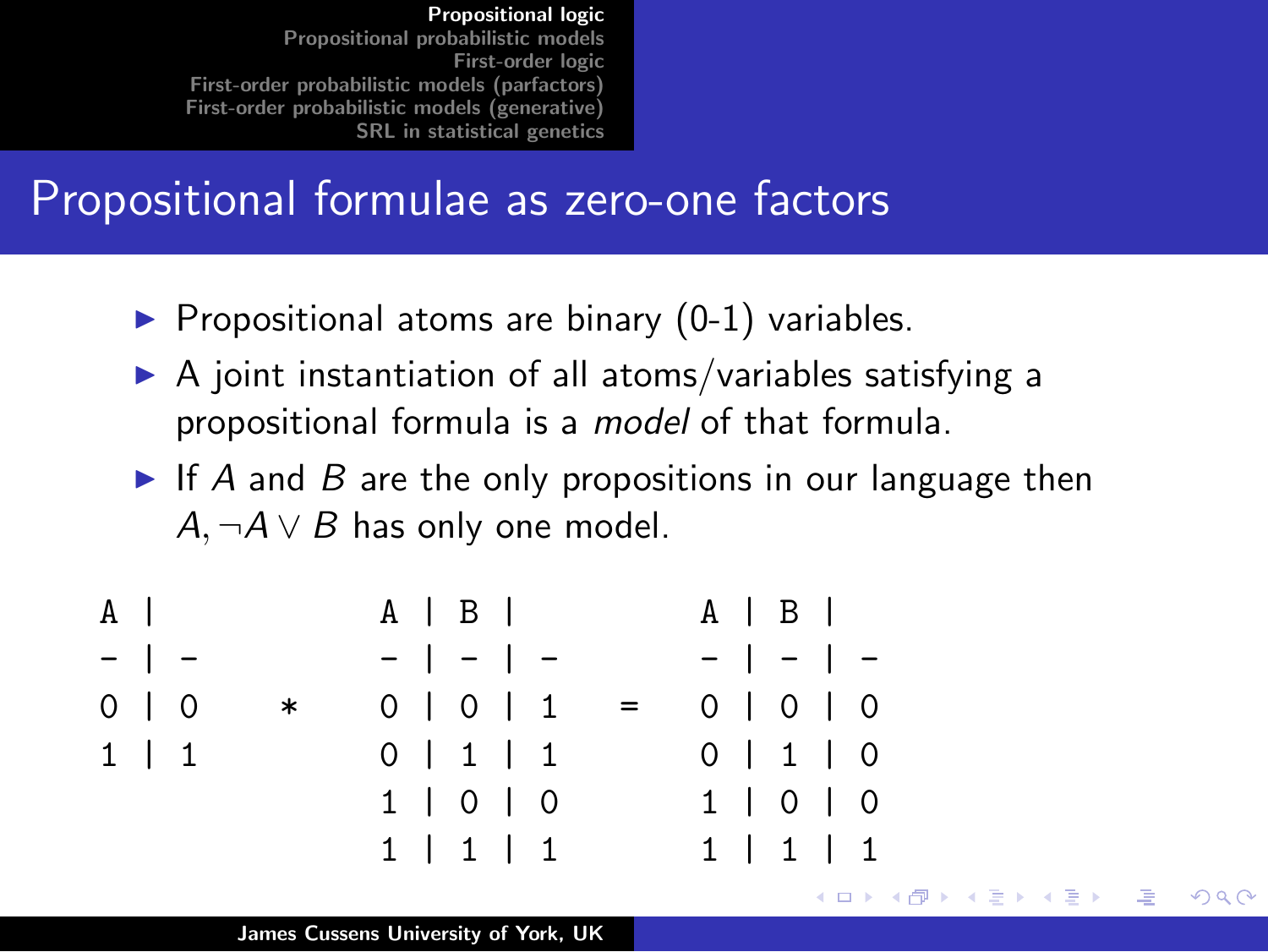## Propositional formulae as zero-one factors

- Propositional atoms are binary (0-1) variables.
- A joint instantiation of all atoms/variables satisfying a propositional formula is a *model* of that formula.
- If $A$ and $B$ are the only propositions in our language then $A, \neg A \vee B$ has only one model.

```
A |                 A | B |             A | B |
- | -               - | - | -           - | - | -
0 | 0       *       0 | 0 | 1     =     0 | 0 | 0
1 | 1               0 | 1 | 1           0 | 1 | 0
                    1 | 0 | 0           1 | 0 | 0
                    1 | 1 | 1           1 | 1 | 1
```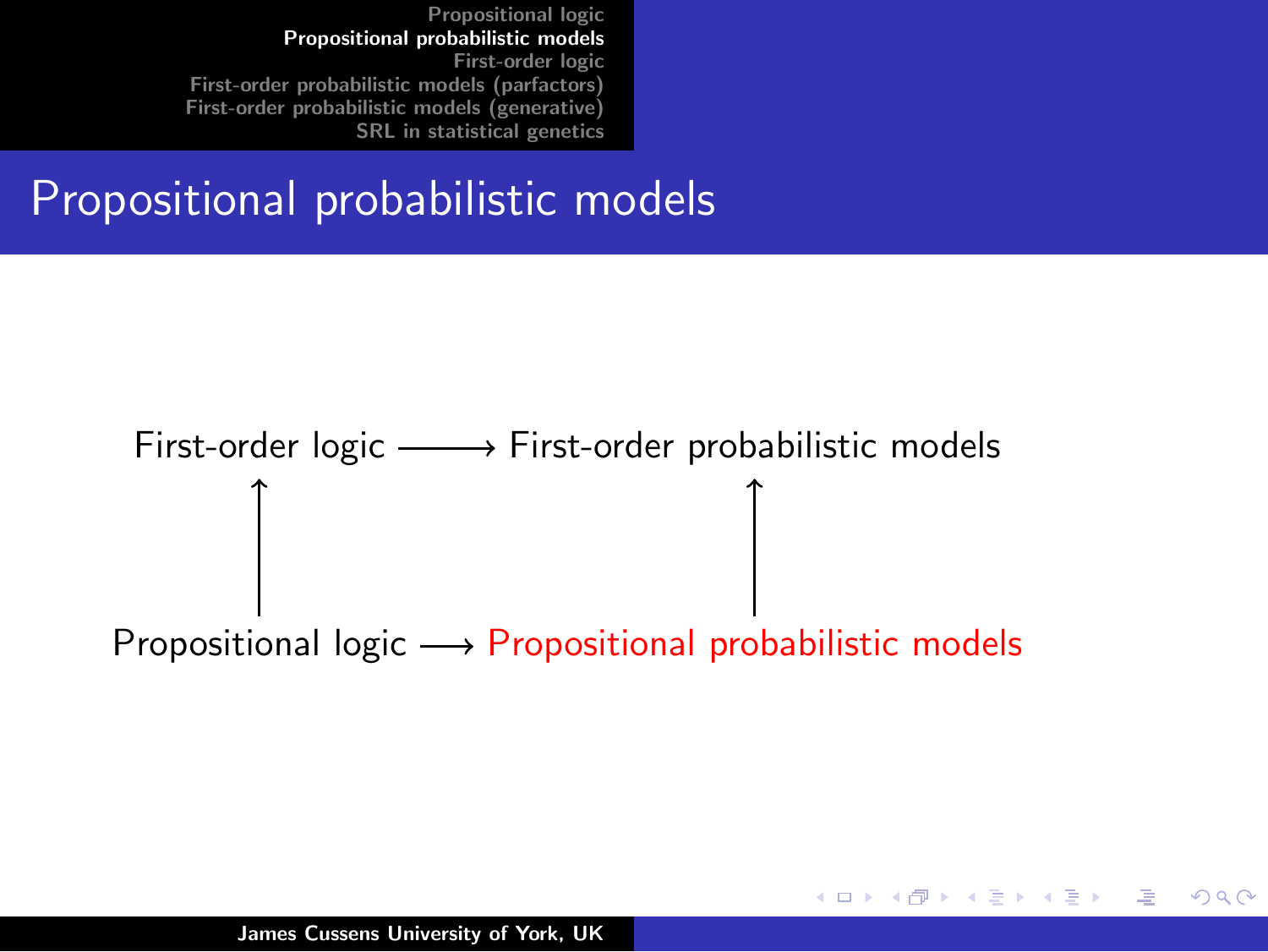# Propositional probabilistic models

First-order logic ⟶ First-order probabilistic models

↑ (Propositional logic → First-order logic) ↑ (Propositional probabilistic models → First-order probabilistic models)

Propositional logic ⟶ **Propositional probabilistic models**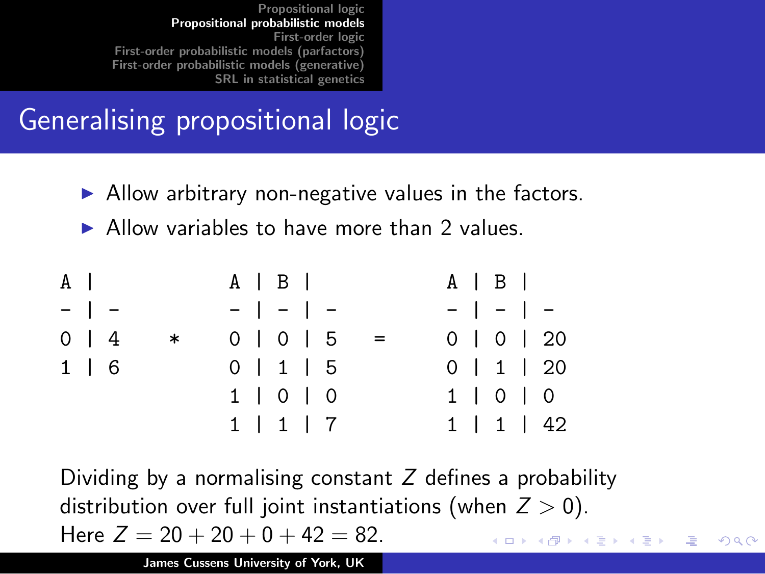## Generalising propositional logic

- Allow arbitrary non-negative values in the factors.
- Allow variables to have more than 2 values.

```
A |           A | B |            A | B |
- | -         - | - | -          - | - | -
0 | 4    *    0 | 0 | 5     =    0 | 0 | 20
1 | 6         0 | 1 | 5          0 | 1 | 20
              1 | 0 | 0          1 | 0 | 0
              1 | 1 | 7          1 | 1 | 42
```

Dividing by a normalising constant $Z$ defines a probability distribution over full joint instantiations (when $Z > 0$). Here $Z = 20 + 20 + 0 + 42 = 82$.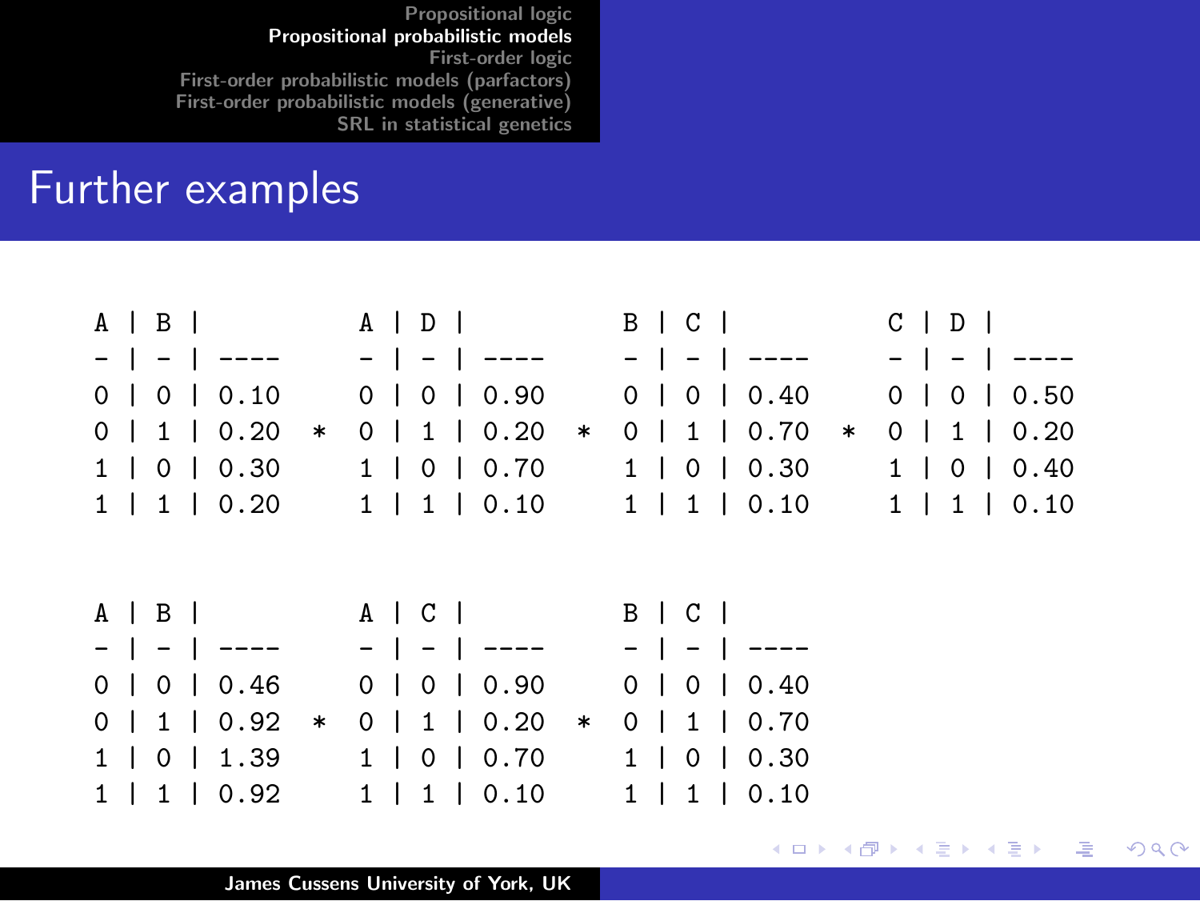# Further examples

```
A | B |            A | D |            B | C |            C | D |
- | - | ----       - | - | ----       - | - | ----       - | - | ----
0 | 0 | 0.10       0 | 0 | 0.90       0 | 0 | 0.40       0 | 0 | 0.50
0 | 1 | 0.20   *   0 | 1 | 0.20   *   0 | 1 | 0.70   *   0 | 1 | 0.20
1 | 0 | 0.30       1 | 0 | 0.70       1 | 0 | 0.30       1 | 0 | 0.40
1 | 1 | 0.20       1 | 1 | 0.10       1 | 1 | 0.10       1 | 1 | 0.10
```

```
A | B |            A | C |            B | C |
- | - | ----       - | - | ----       - | - | ----
0 | 0 | 0.46       0 | 0 | 0.90       0 | 0 | 0.40
0 | 1 | 0.92   *   0 | 1 | 0.20   *   0 | 1 | 0.70
1 | 0 | 1.39       1 | 0 | 0.70       1 | 0 | 0.30
1 | 1 | 0.92       1 | 1 | 0.10       1 | 1 | 0.10
```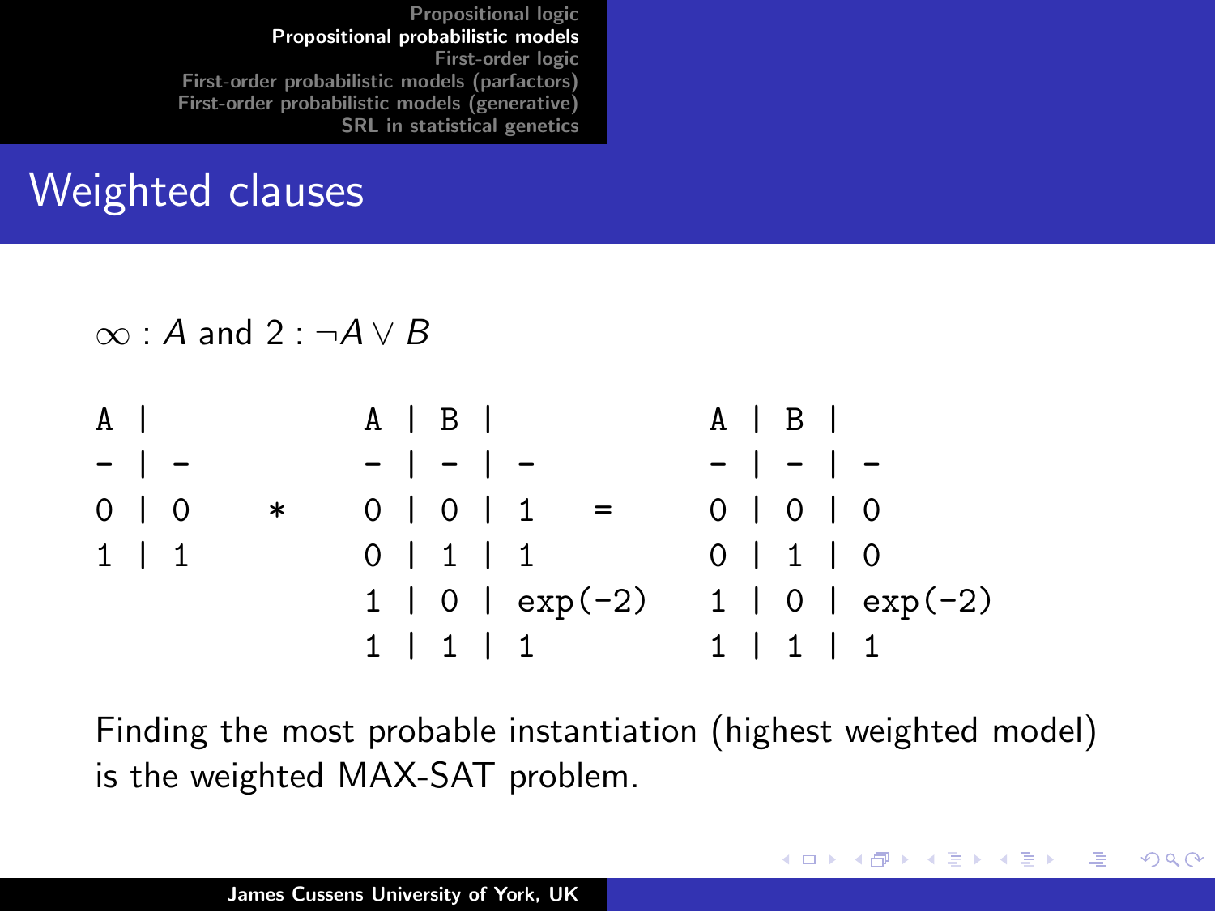## Weighted clauses

$\infty : A$ and $2 : \neg A \vee B$

```
A |                A | B |                  A | B |
- | -              - | - | -                - | - | -
0 | 0      *       0 | 0 | 1        =       0 | 0 | 0
1 | 1              0 | 1 | 1                0 | 1 | 0
                   1 | 0 | exp(-2)          1 | 0 | exp(-2)
                   1 | 1 | 1                1 | 1 | 1
```

Finding the most probable instantiation (highest weighted model) is the weighted MAX-SAT problem.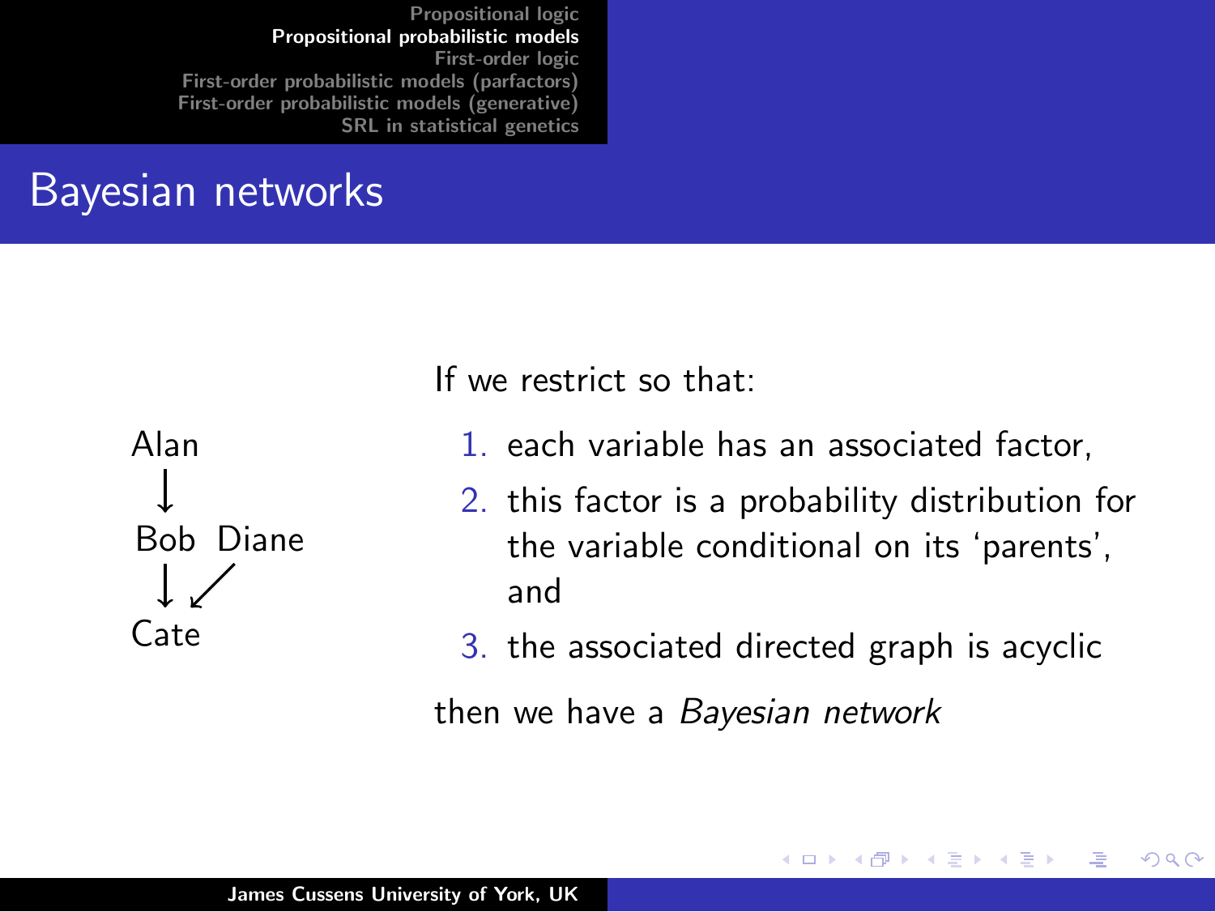# Bayesian networks

Alan → Bob, Bob → Cate, Diane → Cate

If we restrict so that:

1. each variable has an associated factor,
2. this factor is a probability distribution for the variable conditional on its ‘parents’, and
3. the associated directed graph is acyclic

then we have a *Bayesian network*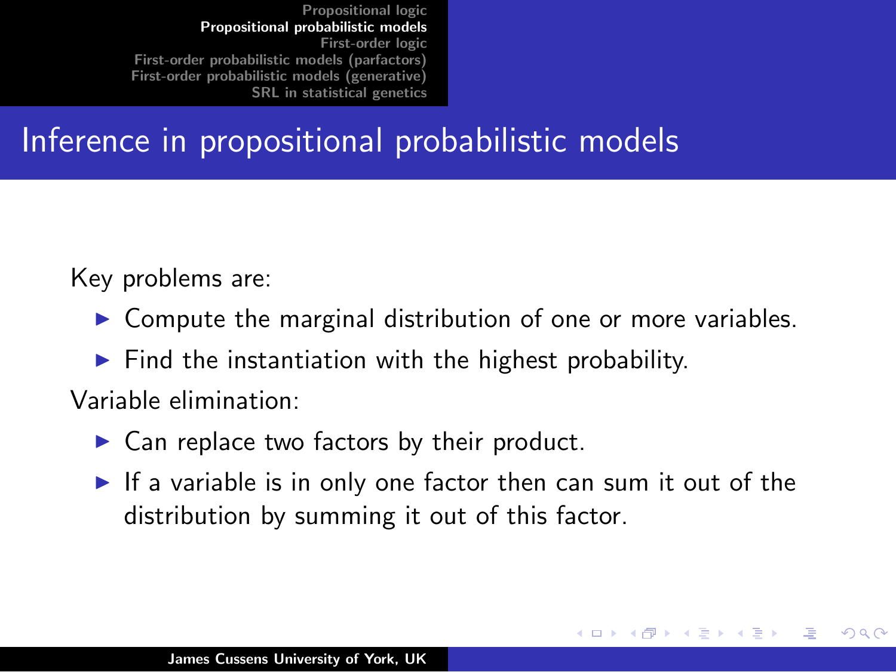# Inference in propositional probabilistic models

Key problems are:

- Compute the marginal distribution of one or more variables.
- Find the instantiation with the highest probability.

Variable elimination:

- Can replace two factors by their product.
- If a variable is in only one factor then can sum it out of the distribution by summing it out of this factor.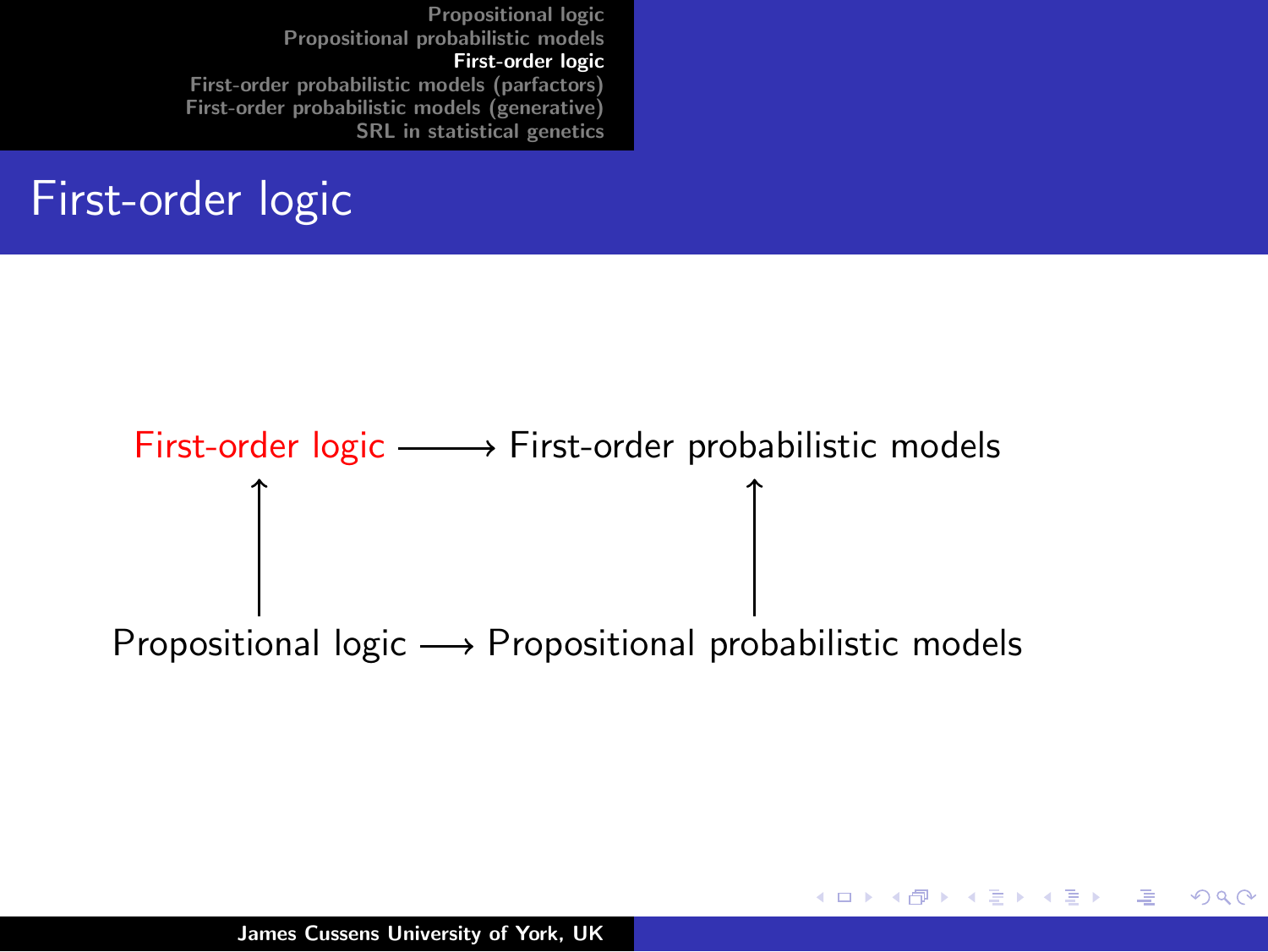# First-order logic

First-order logic ⟶ First-order probabilistic models

↑ ↑

Propositional logic ⟶ Propositional probabilistic models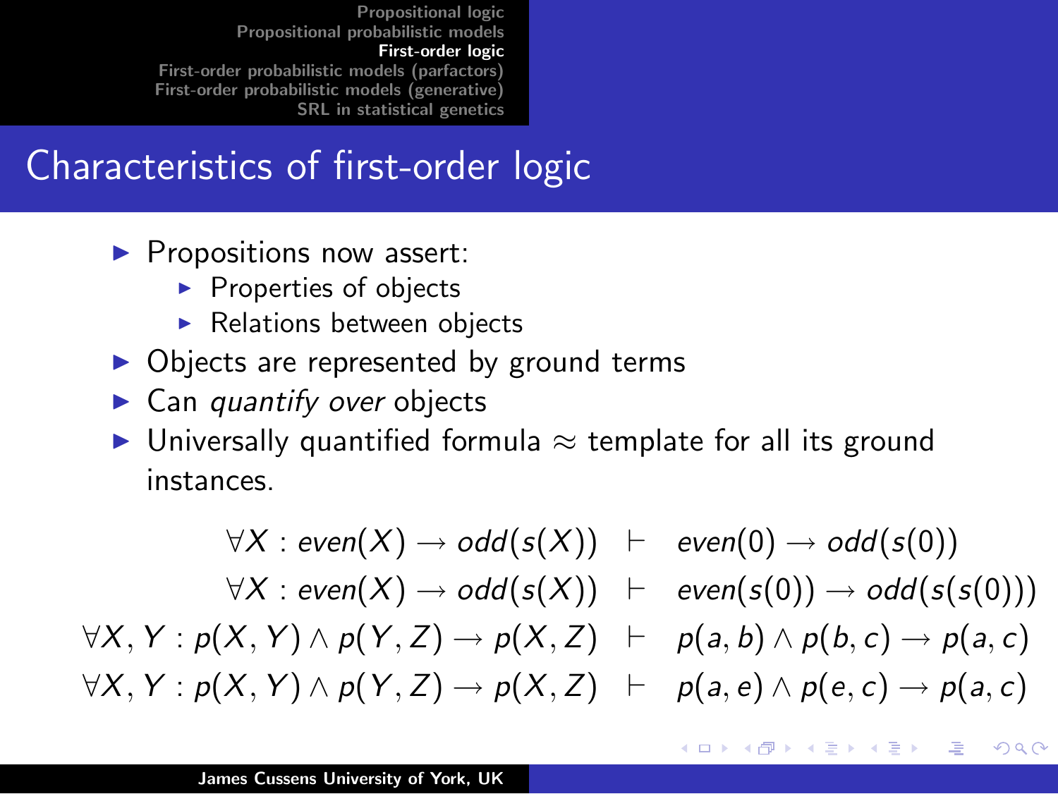# Characteristics of first-order logic

- Propositions now assert:
  - Properties of objects
  - Relations between objects
- Objects are represented by ground terms
- Can *quantify over* objects
- Universally quantified formula $\approx$ template for all its ground instances.

$$
\begin{array}{rcl}
\forall X : even(X) \rightarrow odd(s(X)) & \vdash & even(0) \rightarrow odd(s(0)) \\
\forall X : even(X) \rightarrow odd(s(X)) & \vdash & even(s(0)) \rightarrow odd(s(s(0))) \\
\forall X, Y : p(X,Y) \wedge p(Y,Z) \rightarrow p(X,Z) & \vdash & p(a,b) \wedge p(b,c) \rightarrow p(a,c) \\
\forall X, Y : p(X,Y) \wedge p(Y,Z) \rightarrow p(X,Z) & \vdash & p(a,e) \wedge p(e,c) \rightarrow p(a,c)
\end{array}
$$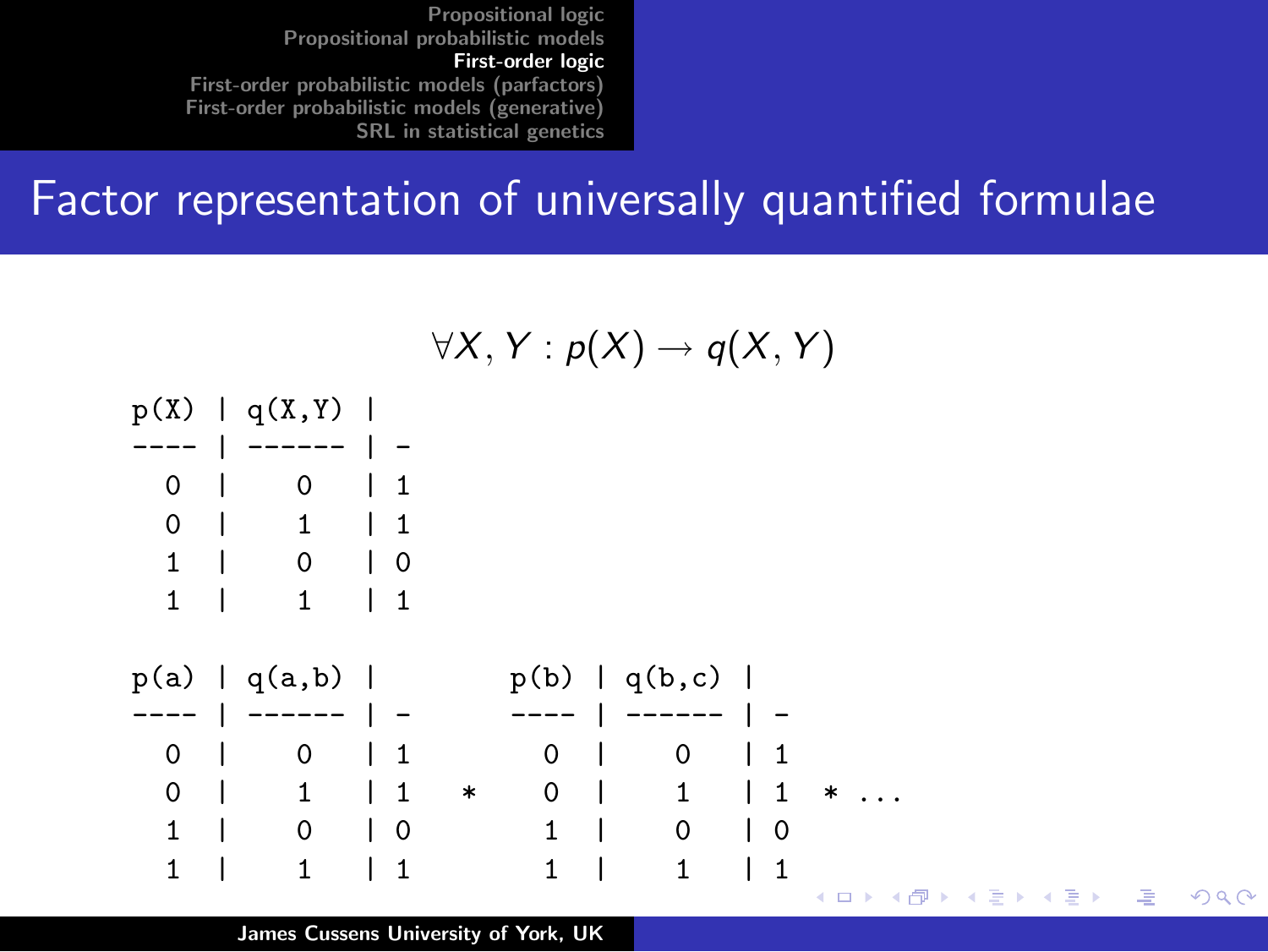# Factor representation of universally quantified formulae

$$\forall X, Y : p(X) \rightarrow q(X, Y)$$

```
p(X) | q(X,Y) |
---- | ------ | -
  0  |    0   | 1
  0  |    1   | 1
  1  |    0   | 0
  1  |    1   | 1
```

```
p(a) | q(a,b) |         p(b) | q(b,c) |
---- | ------ | -       ---- | ------ | -
  0  |    0   | 1         0  |    0   | 1
  0  |    1   | 1   *     0  |    1   | 1   * ...
  1  |    0   | 0         1  |    0   | 0
  1  |    1   | 1         1  |    1   | 1
```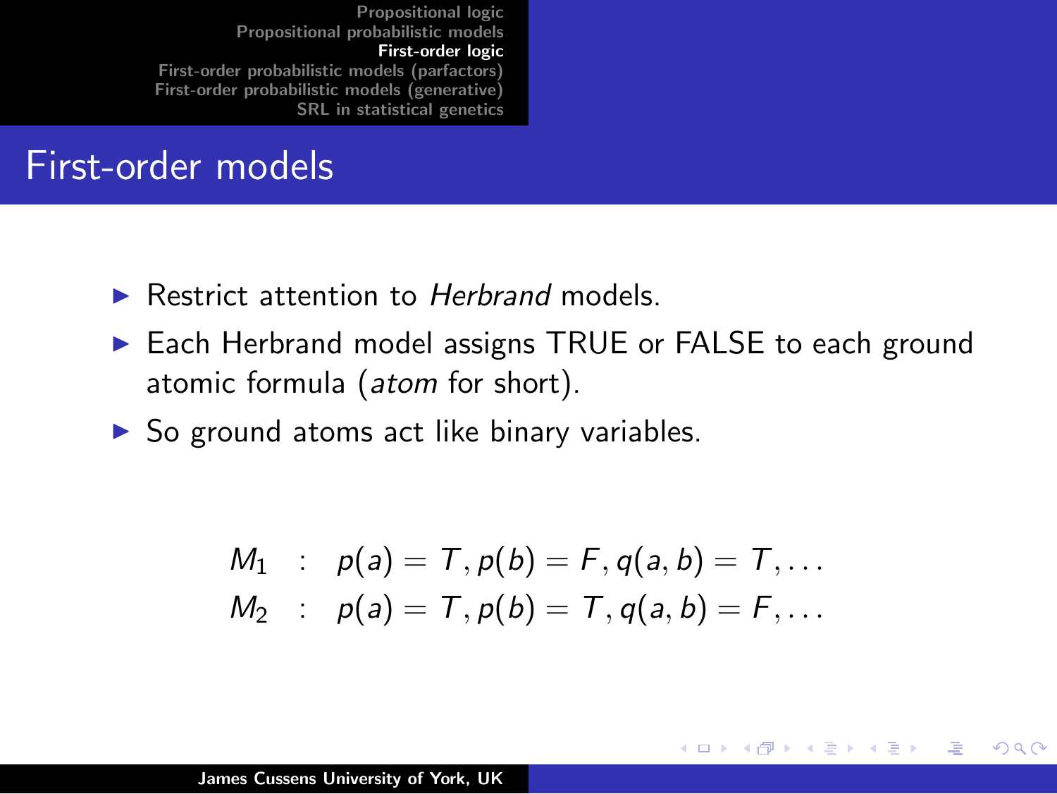## First-order models

- Restrict attention to *Herbrand* models.
- Each Herbrand model assigns TRUE or FALSE to each ground atomic formula (*atom* for short).
- So ground atoms act like binary variables.

$$
\begin{aligned}
M_1 &: \quad p(a) = T, p(b) = F, q(a,b) = T, \ldots \\
M_2 &: \quad p(a) = T, p(b) = T, q(a,b) = F, \ldots
\end{aligned}
$$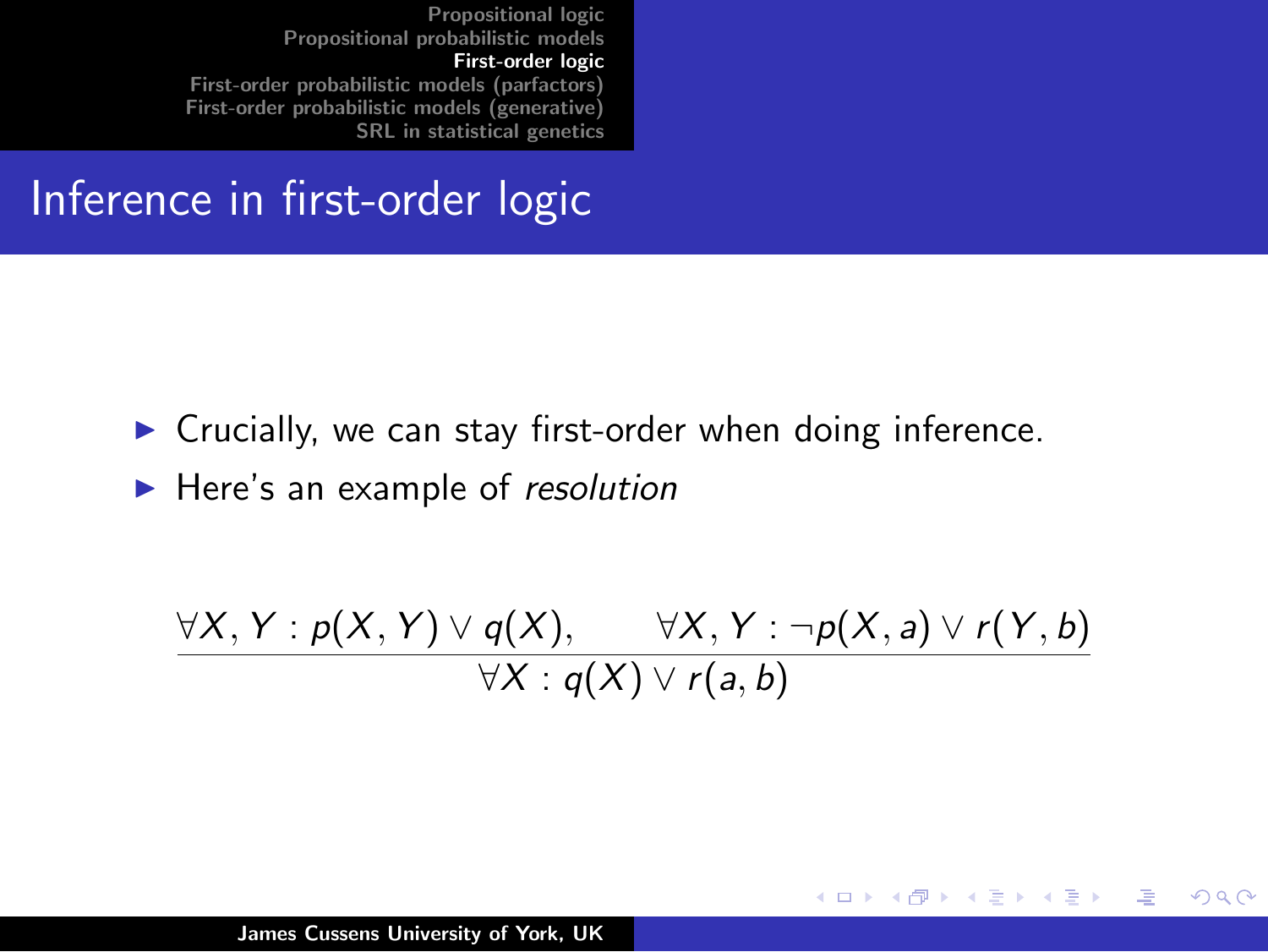# Inference in first-order logic

- Crucially, we can stay first-order when doing inference.
- Here's an example of *resolution*

$$\frac{\forall X, Y : p(X, Y) \vee q(X), \qquad \forall X, Y : \neg p(X, a) \vee r(Y, b)}{\forall X : q(X) \vee r(a, b)}$$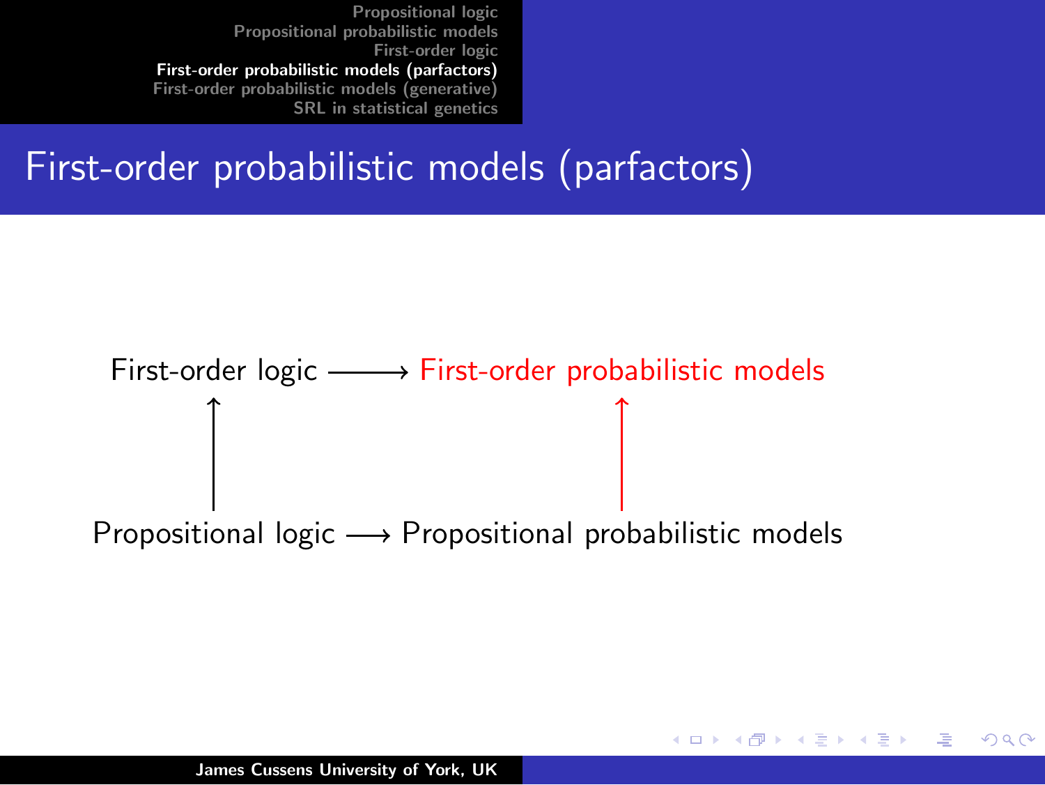# First-order probabilistic models (parfactors)

First-order logic ⟶ First-order probabilistic models

↑ ↑

Propositional logic ⟶ Propositional probabilistic models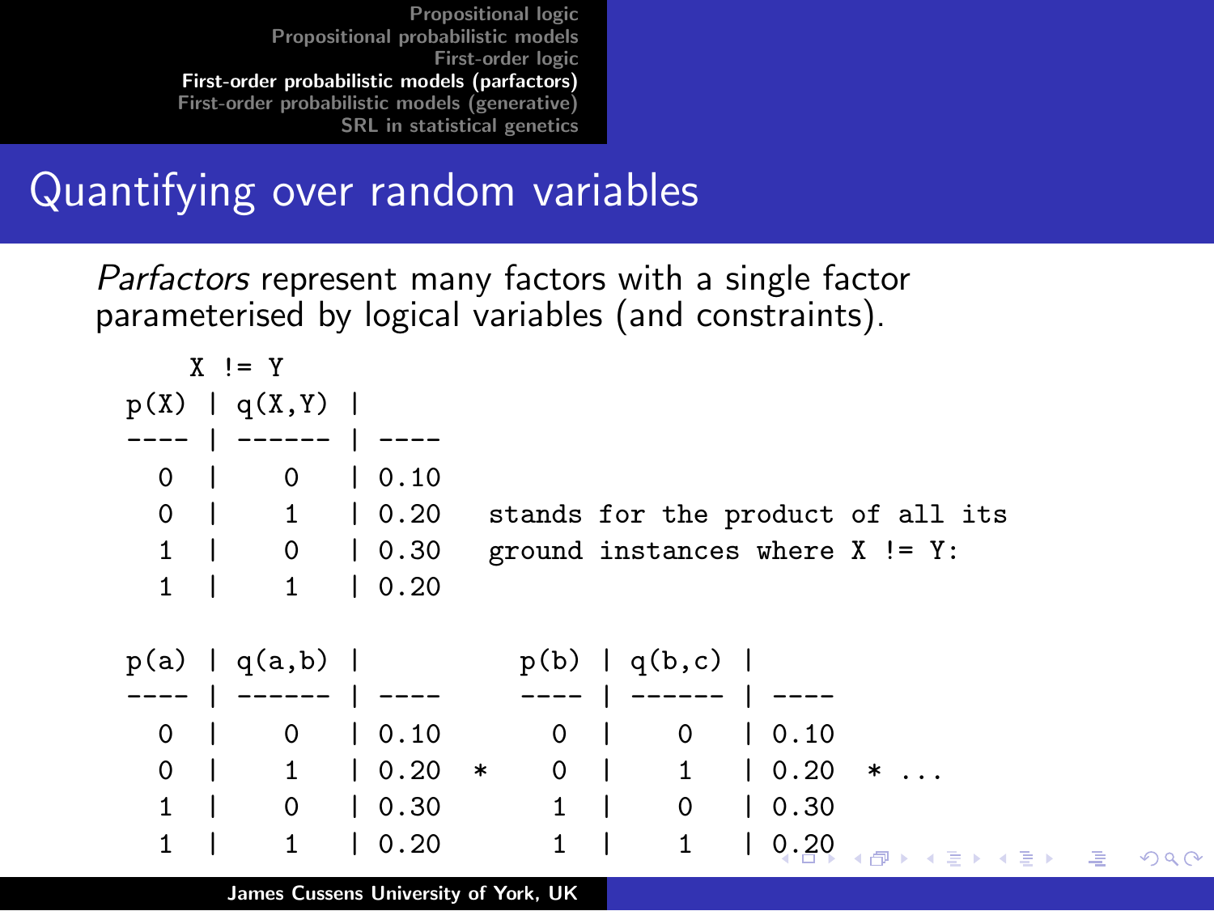# Quantifying over random variables

*Parfactors* represent many factors with a single factor parameterised by logical variables (and constraints).

```
    X != Y
p(X) | q(X,Y) |
---- | ------ | ----
  0  |    0   | 0.10
  0  |    1   | 0.20   stands for the product of all its
  1  |    0   | 0.30   ground instances where X != Y:
  1  |    1   | 0.20

p(a) | q(a,b) |             p(b) | q(b,c) |
---- | ------ | ----        ---- | ------ | ----
  0  |    0   | 0.10          0  |    0   | 0.10
  0  |    1   | 0.20    *     0  |    1   | 0.20   * ...
  1  |    0   | 0.30          1  |    0   | 0.30
  1  |    1   | 0.20          1  |    1   | 0.20
```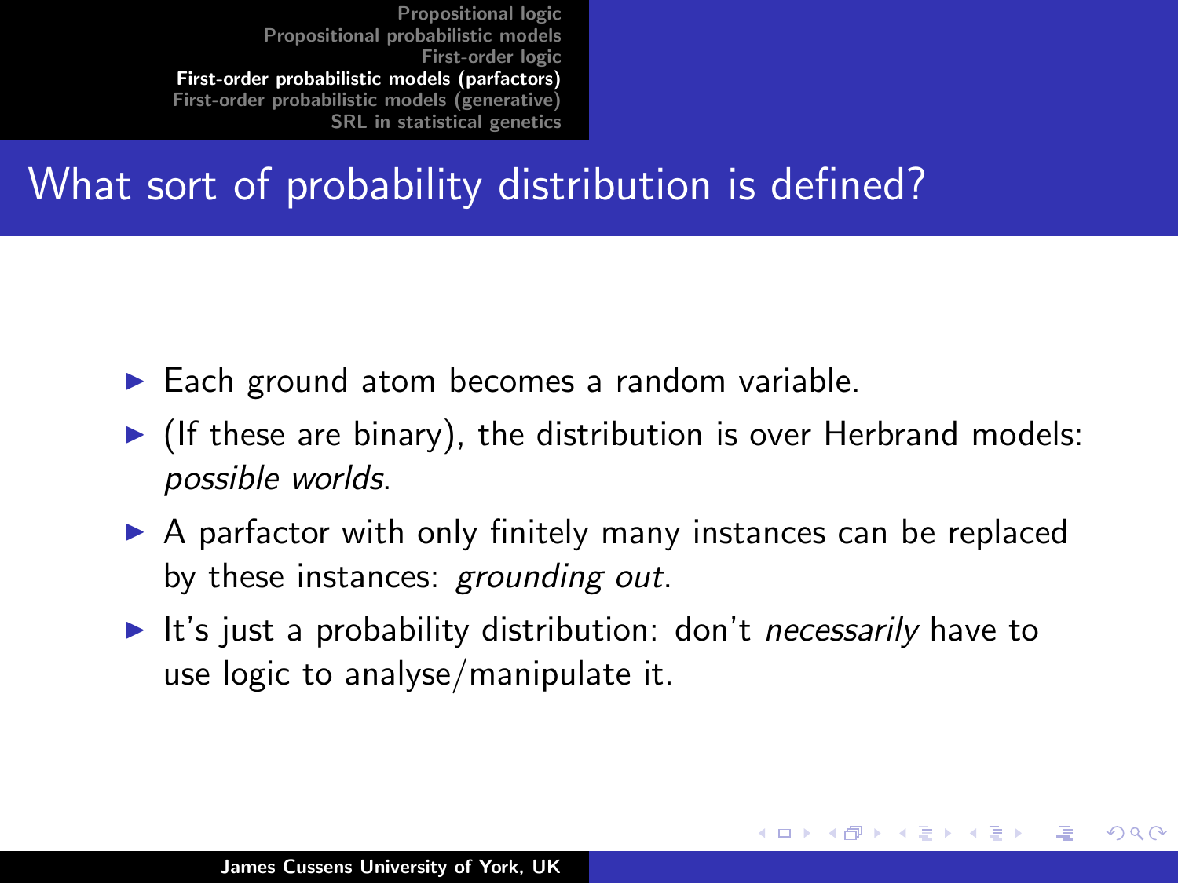# What sort of probability distribution is defined?

- Each ground atom becomes a random variable.
- (If these are binary), the distribution is over Herbrand models: *possible worlds*.
- A parfactor with only finitely many instances can be replaced by these instances: *grounding out*.
- It's just a probability distribution: don't *necessarily* have to use logic to analyse/manipulate it.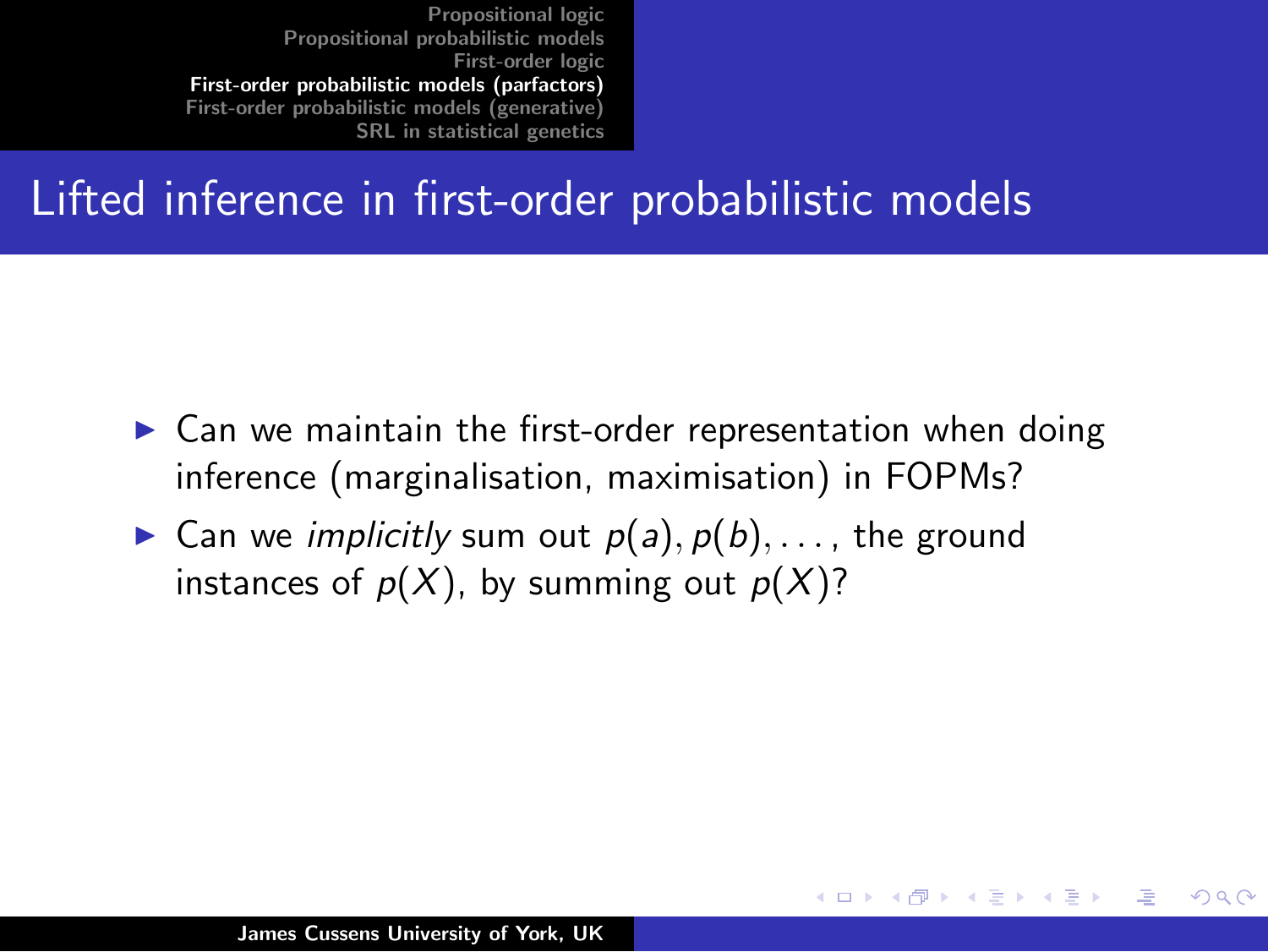# Lifted inference in first-order probabilistic models

- Can we maintain the first-order representation when doing inference (marginalisation, maximisation) in FOPMs?
- Can we *implicitly* sum out $p(a), p(b), \ldots$, the ground instances of $p(X)$, by summing out $p(X)$?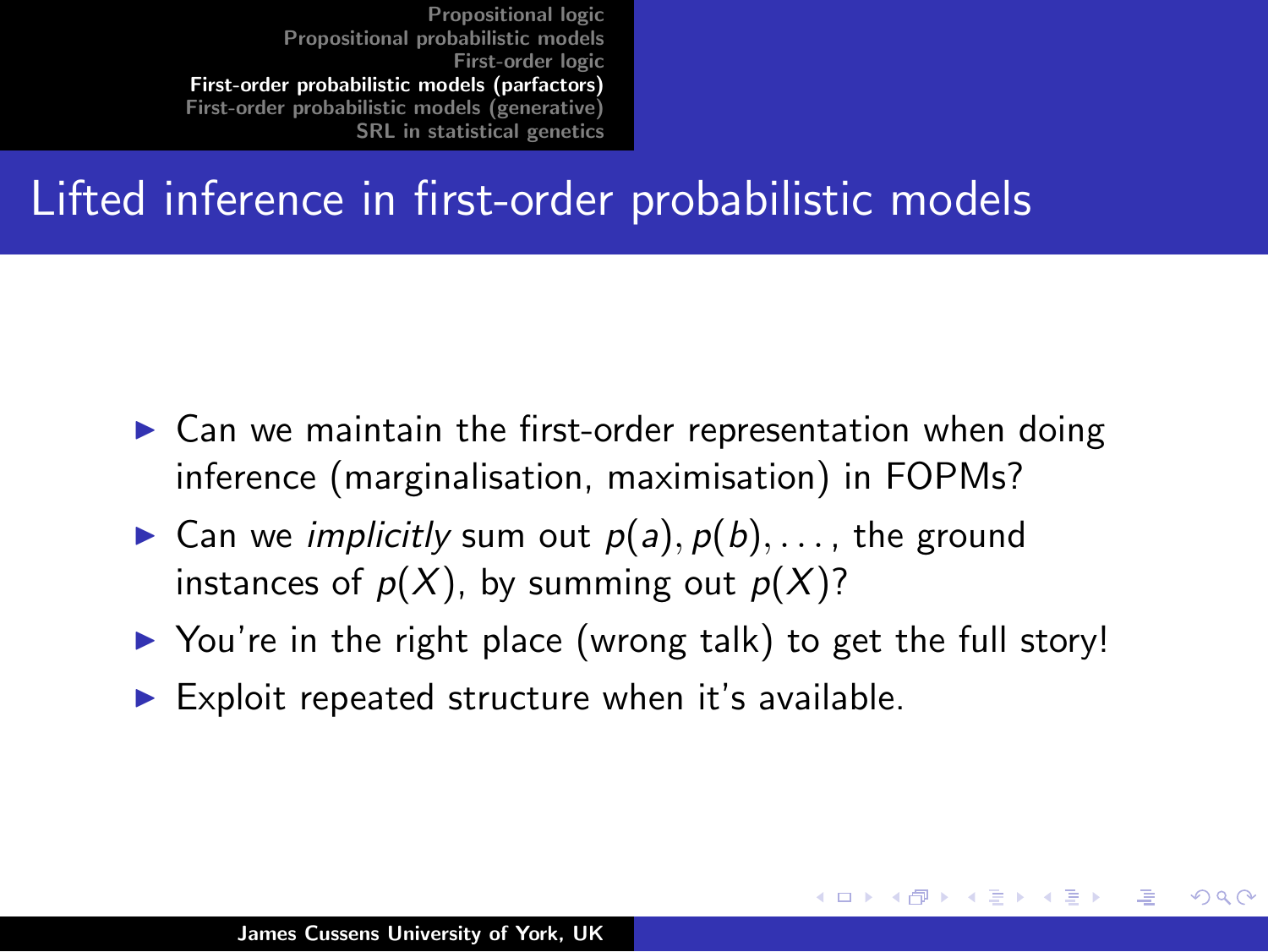# Lifted inference in first-order probabilistic models

- Can we maintain the first-order representation when doing inference (marginalisation, maximisation) in FOPMs?
- Can we *implicitly* sum out $p(a), p(b), \ldots$, the ground instances of $p(X)$, by summing out $p(X)$?
- You're in the right place (wrong talk) to get the full story!
- Exploit repeated structure when it's available.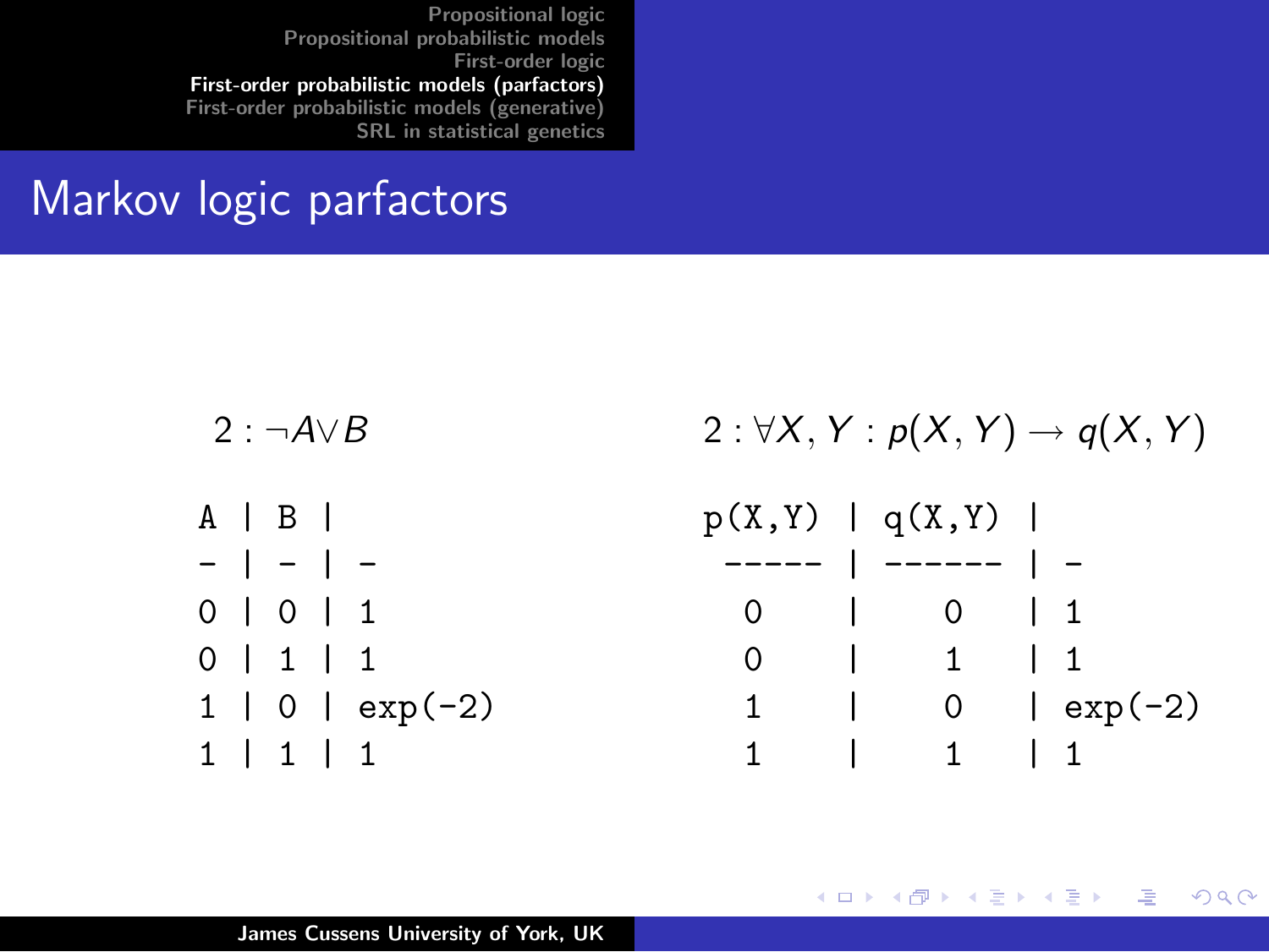# Markov logic parfactors

$2 : \neg A \vee B$

| A | B | |
|---|---|---|
| 0 | 0 | 1 |
| 0 | 1 | 1 |
| 1 | 0 | exp(-2) |
| 1 | 1 | 1 |

$2 : \forall X, Y : p(X, Y) \rightarrow q(X, Y)$

| p(X,Y) | q(X,Y) | |
|---|---|---|
| 0 | 0 | 1 |
| 0 | 1 | 1 |
| 1 | 0 | exp(-2) |
| 1 | 1 | 1 |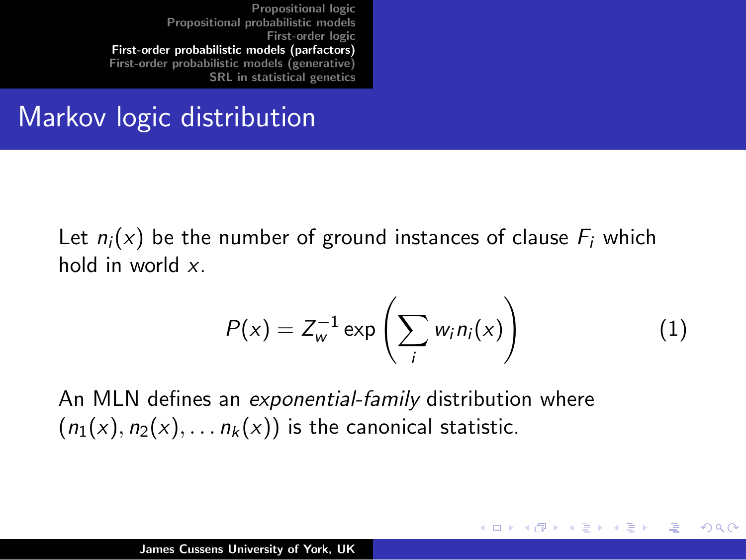# Markov logic distribution

Let $n_i(x)$ be the number of ground instances of clause $F_i$ which hold in world $x$.

$$P(x) = Z_w^{-1} \exp\left(\sum_i w_i n_i(x)\right) \tag{1}$$

An MLN defines an *exponential-family* distribution where $(n_1(x), n_2(x), \ldots n_k(x))$ is the canonical statistic.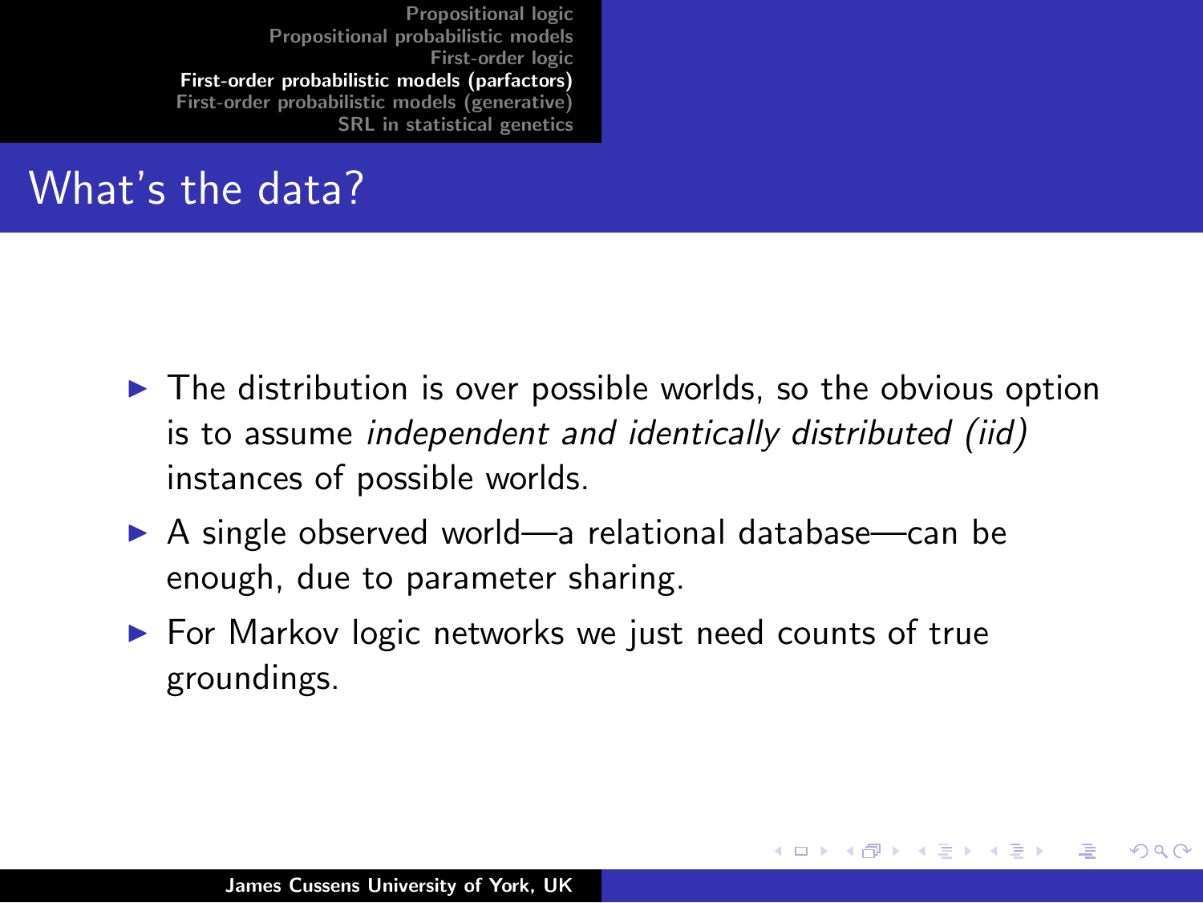# What's the data?

- The distribution is over possible worlds, so the obvious option is to assume *independent and identically distributed (iid)* instances of possible worlds.
- A single observed world—a relational database—can be enough, due to parameter sharing.
- For Markov logic networks we just need counts of true groundings.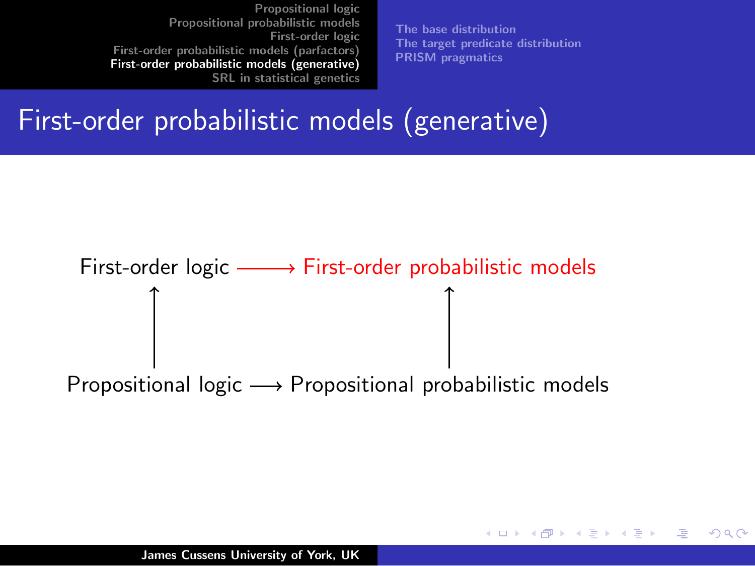# First-order probabilistic models (generative)

$$
\begin{array}{ccc}
\text{First-order logic} & \longrightarrow & \text{First-order probabilistic models} \\
\uparrow & & \uparrow \\
\text{Propositional logic} & \longrightarrow & \text{Propositional probabilistic models}
\end{array}
$$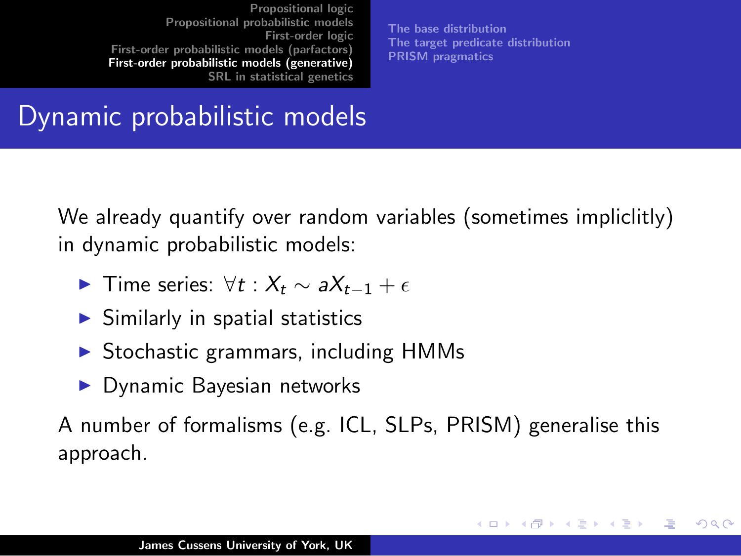# Dynamic probabilistic models

We already quantify over random variables (sometimes impliclitly) in dynamic probabilistic models:

- Time series: $\forall t : X_t \sim aX_{t-1} + \epsilon$
- Similarly in spatial statistics
- Stochastic grammars, including HMMs
- Dynamic Bayesian networks

A number of formalisms (e.g. ICL, SLPs, PRISM) generalise this approach.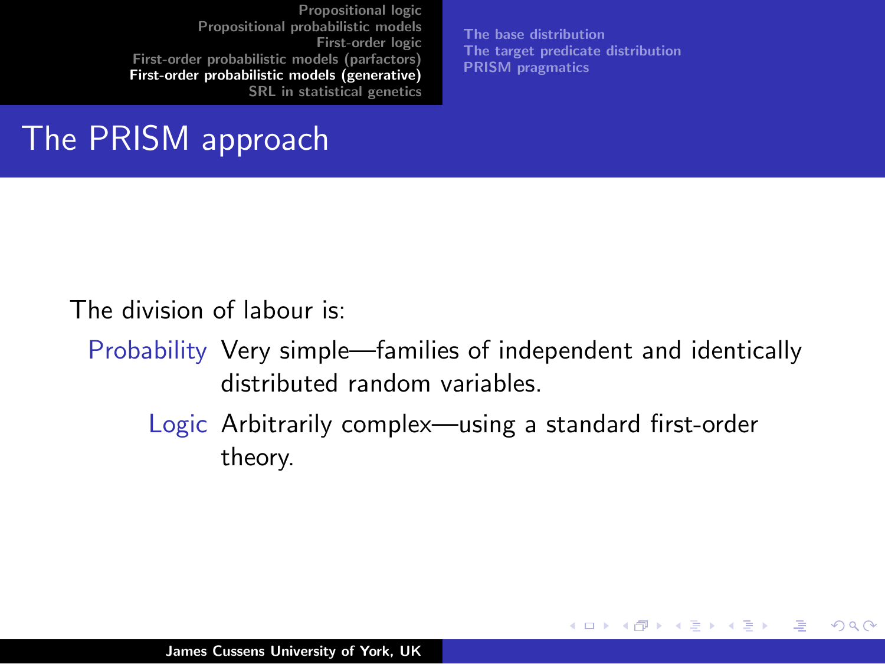# The PRISM approach

The division of labour is:

**Probability** Very simple—families of independent and identically distributed random variables.

**Logic** Arbitrarily complex—using a standard first-order theory.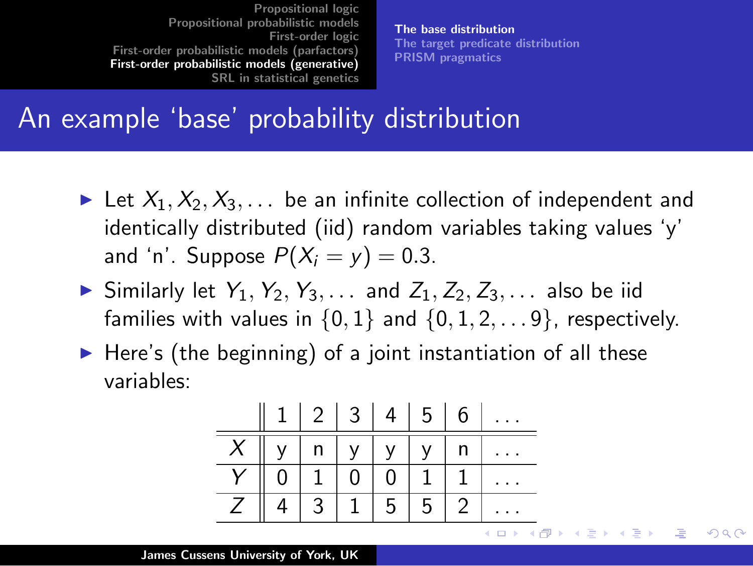# An example 'base' probability distribution

- Let $X_1, X_2, X_3, \ldots$ be an infinite collection of independent and identically distributed (iid) random variables taking values 'y' and 'n'. Suppose $P(X_i = y) = 0.3$.
- Similarly let $Y_1, Y_2, Y_3, \ldots$ and $Z_1, Z_2, Z_3, \ldots$ also be iid families with values in $\{0, 1\}$ and $\{0, 1, 2, \ldots 9\}$, respectively.
- Here's (the beginning) of a joint instantiation of all these variables:

| | 1 | 2 | 3 | 4 | 5 | 6 | ... |
|---|---|---|---|---|---|---|---|
| $X$ | y | n | y | y | y | n | ... |
| $Y$ | 0 | 1 | 0 | 0 | 1 | 1 | ... |
| $Z$ | 4 | 3 | 1 | 5 | 5 | 2 | ... |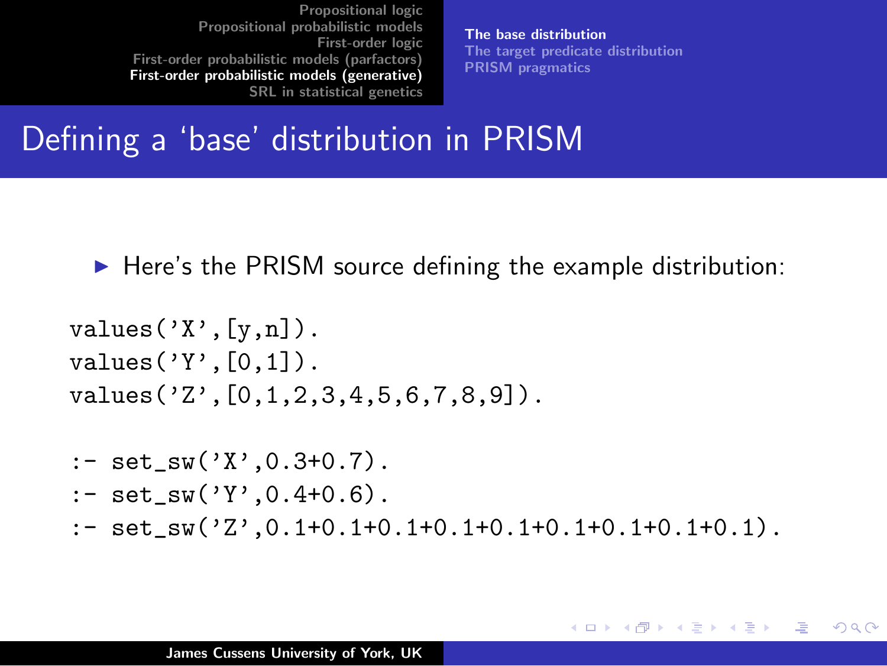# Defining a 'base' distribution in PRISM

- Here's the PRISM source defining the example distribution:

```
values('X',[y,n]).
values('Y',[0,1]).
values('Z',[0,1,2,3,4,5,6,7,8,9]).

:- set_sw('X',0.3+0.7).
:- set_sw('Y',0.4+0.6).
:- set_sw('Z',0.1+0.1+0.1+0.1+0.1+0.1+0.1+0.1+0.1).
```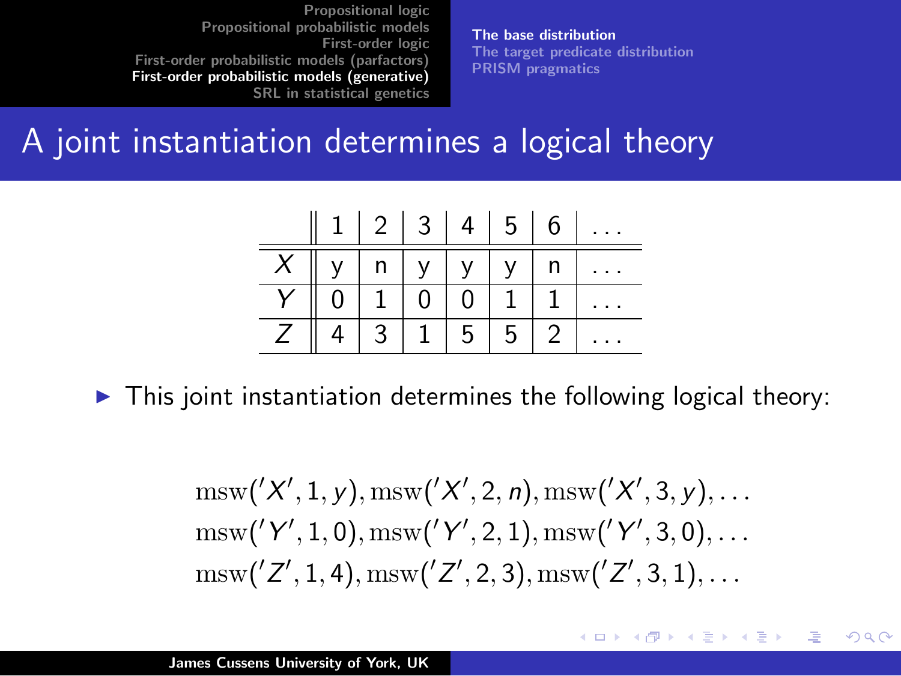# A joint instantiation determines a logical theory

|   | 1 | 2 | 3 | 4 | 5 | 6 | ... |
|---|---|---|---|---|---|---|---|
| $X$ | y | n | y | y | y | n | ... |
| $Y$ | 0 | 1 | 0 | 0 | 1 | 1 | ... |
| $Z$ | 4 | 3 | 1 | 5 | 5 | 2 | ... |

- This joint instantiation determines the following logical theory:

$$
\begin{array}{l}
\mathrm{msw}('X', 1, y), \mathrm{msw}('X', 2, n), \mathrm{msw}('X', 3, y), \ldots \\
\mathrm{msw}('Y', 1, 0), \mathrm{msw}('Y', 2, 1), \mathrm{msw}('Y', 3, 0), \ldots \\
\mathrm{msw}('Z', 1, 4), \mathrm{msw}('Z', 2, 3), \mathrm{msw}('Z', 3, 1), \ldots
\end{array}
$$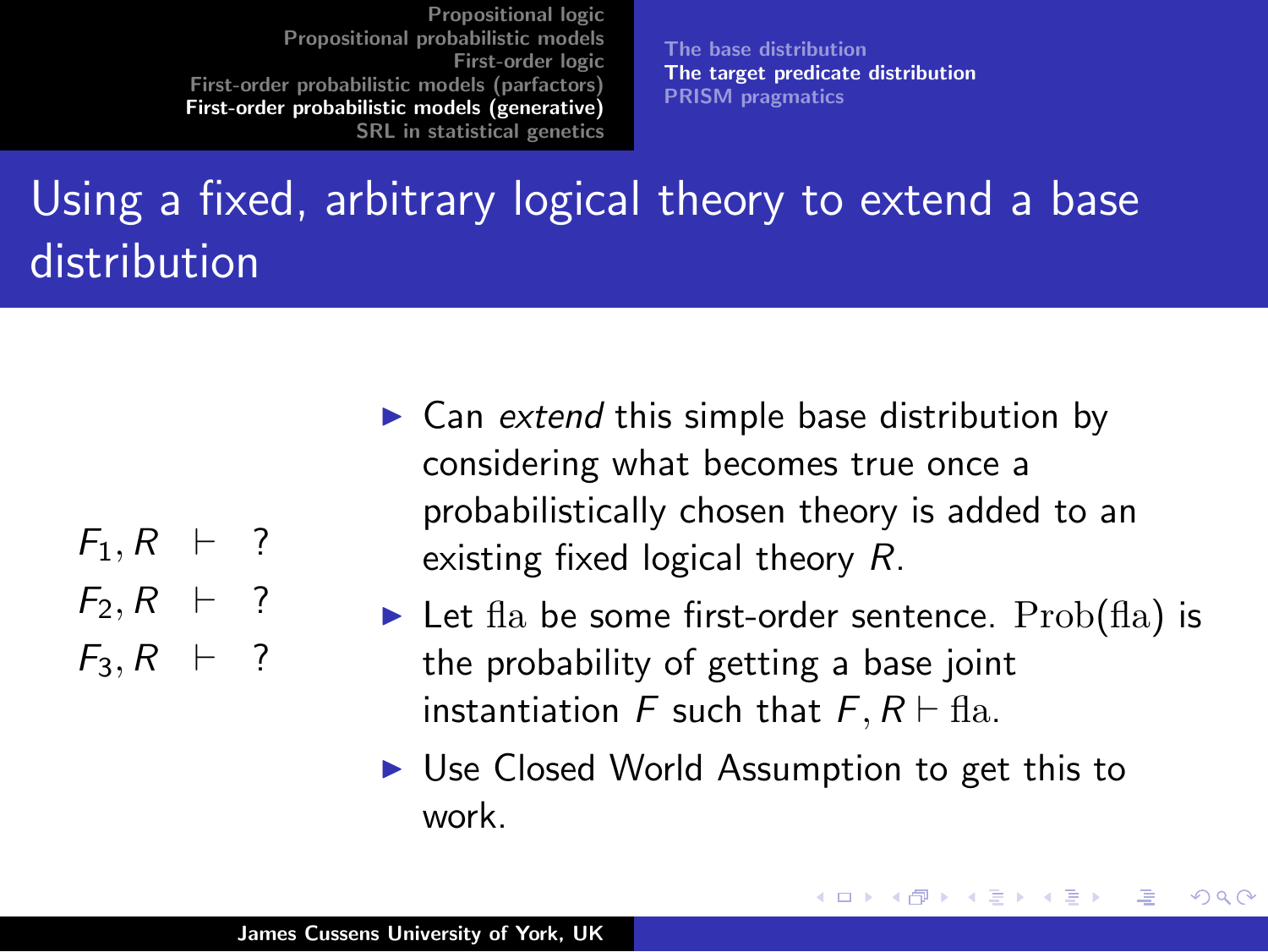# Using a fixed, arbitrary logical theory to extend a base distribution

$$
\begin{aligned}
F_1, R &\vdash ? \\
F_2, R &\vdash ? \\
F_3, R &\vdash ?
\end{aligned}
$$

- Can *extend* this simple base distribution by considering what becomes true once a probabilistically chosen theory is added to an existing fixed logical theory $R$.
- Let $\mathrm{fla}$ be some first-order sentence. $\mathrm{Prob}(\mathrm{fla})$ is the probability of getting a base joint instantiation $F$ such that $F, R \vdash \mathrm{fla}$.
- Use Closed World Assumption to get this to work.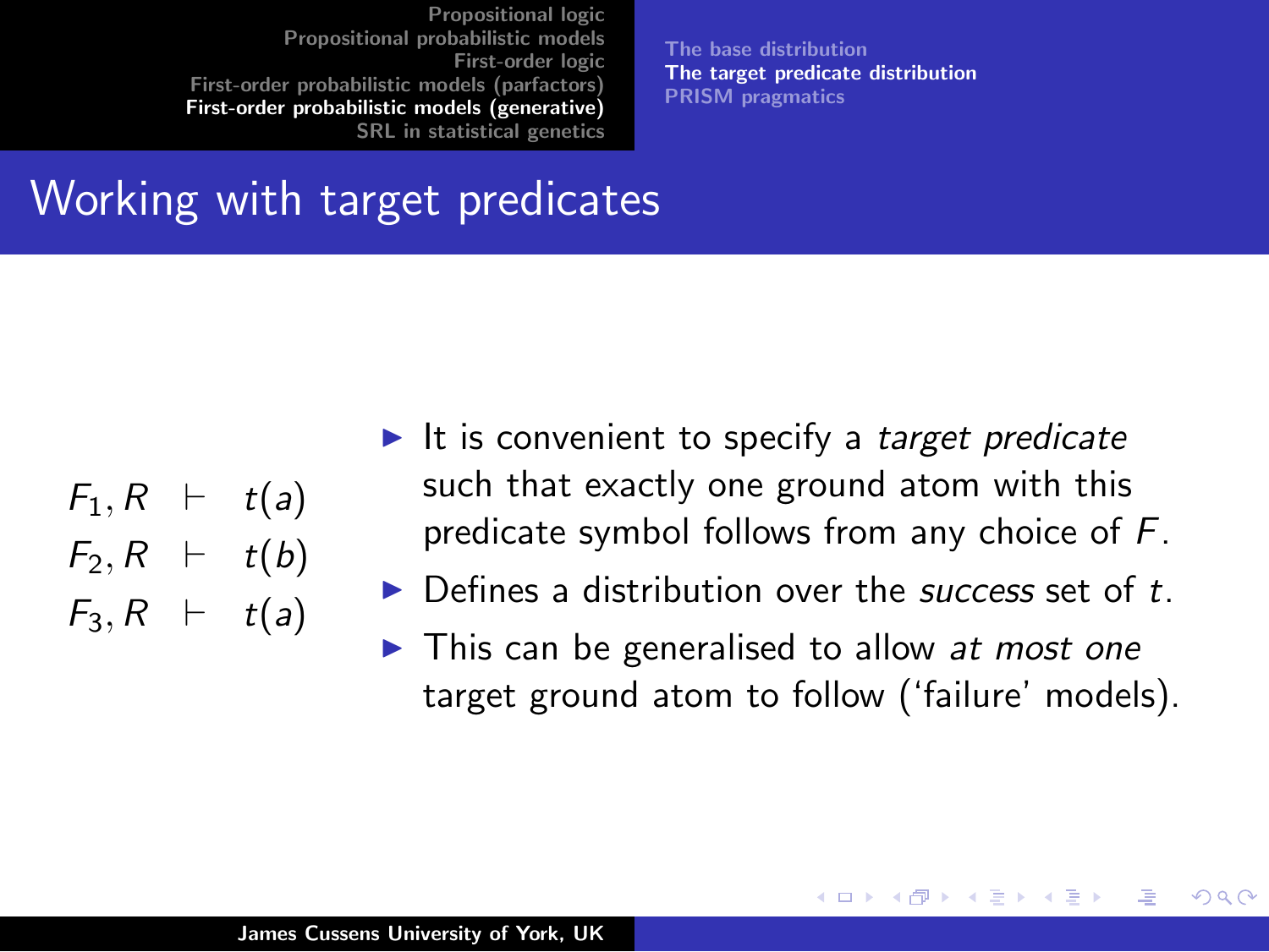# Working with target predicates

$$
\begin{aligned}
F_1, R &\vdash t(a) \\
F_2, R &\vdash t(b) \\
F_3, R &\vdash t(a)
\end{aligned}
$$

- It is convenient to specify a *target predicate* such that exactly one ground atom with this predicate symbol follows from any choice of $F$.
- Defines a distribution over the *success* set of $t$.
- This can be generalised to allow *at most one* target ground atom to follow ('failure' models).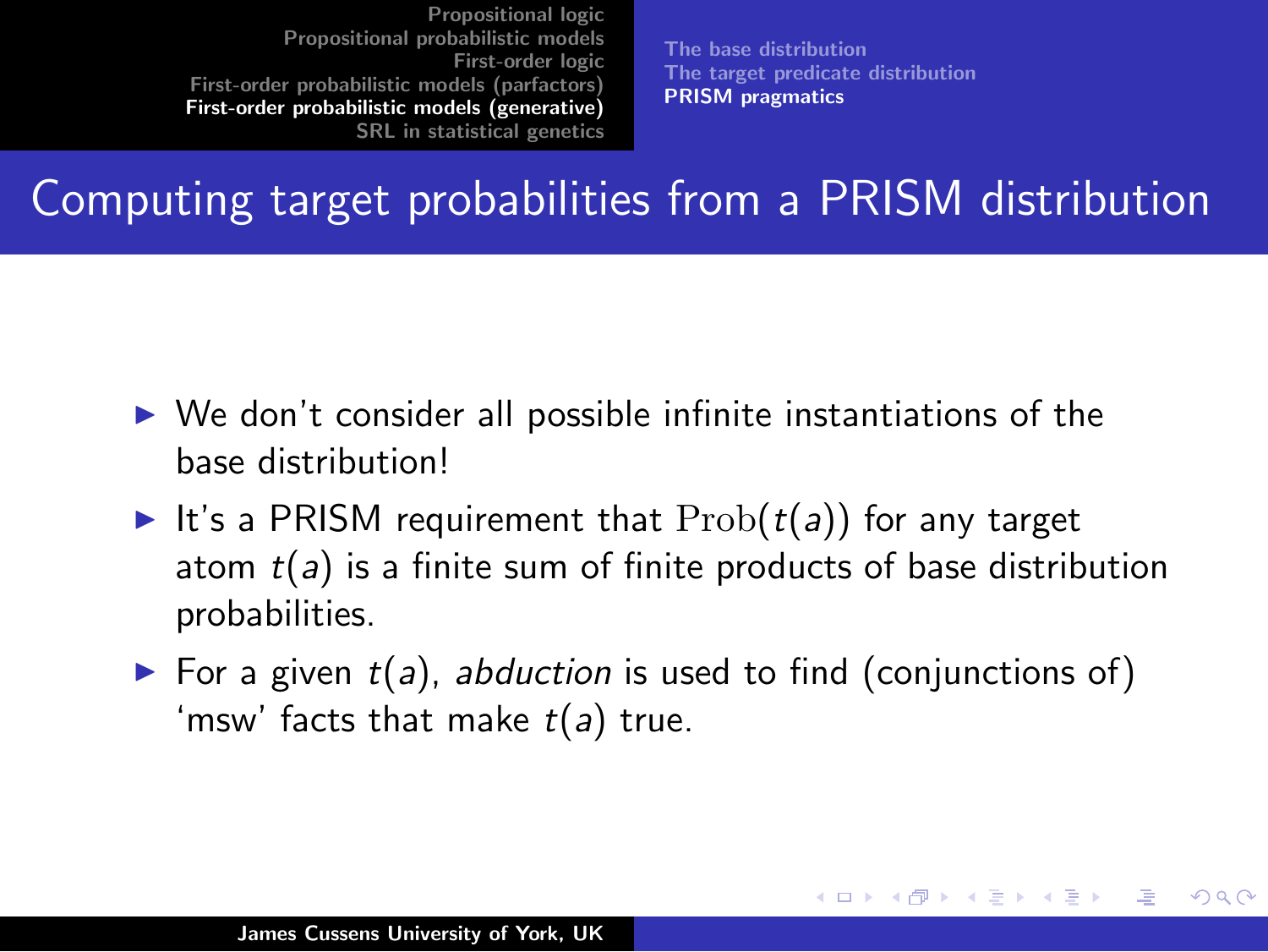# Computing target probabilities from a PRISM distribution

- We don't consider all possible infinite instantiations of the base distribution!
- It's a PRISM requirement that $\mathrm{Prob}(t(a))$ for any target atom $t(a)$ is a finite sum of finite products of base distribution probabilities.
- For a given $t(a)$, *abduction* is used to find (conjunctions of) 'msw' facts that make $t(a)$ true.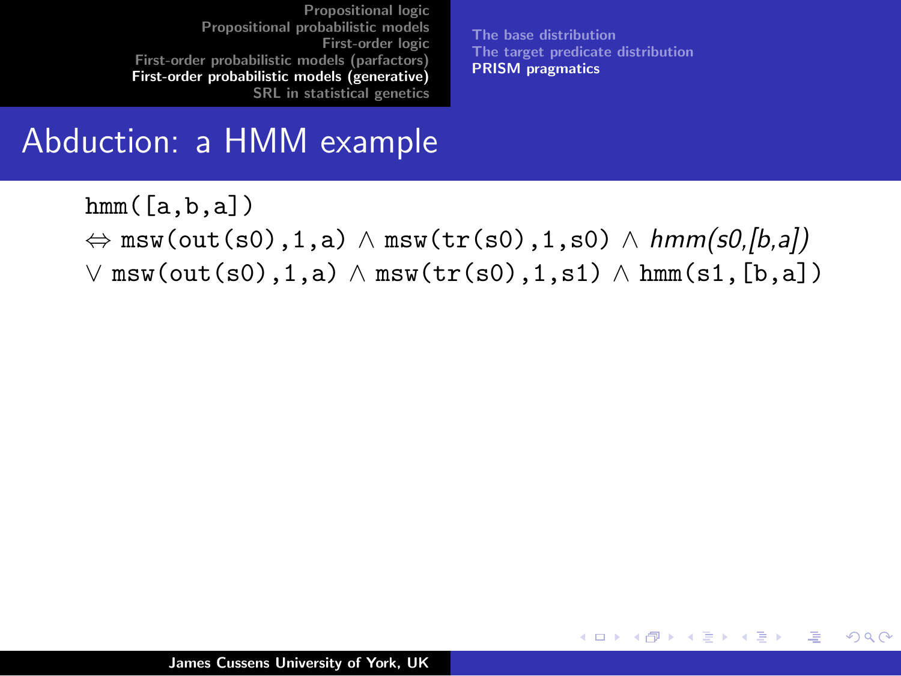# Abduction: a HMM example

$\texttt{hmm([a,b,a])}$

$\Leftrightarrow \texttt{msw(out(s0),1,a)} \wedge \texttt{msw(tr(s0),1,s0)} \wedge \textit{hmm(s0,[b,a])}$

$\vee\ \texttt{msw(out(s0),1,a)} \wedge \texttt{msw(tr(s0),1,s1)} \wedge \texttt{hmm(s1,[b,a])}$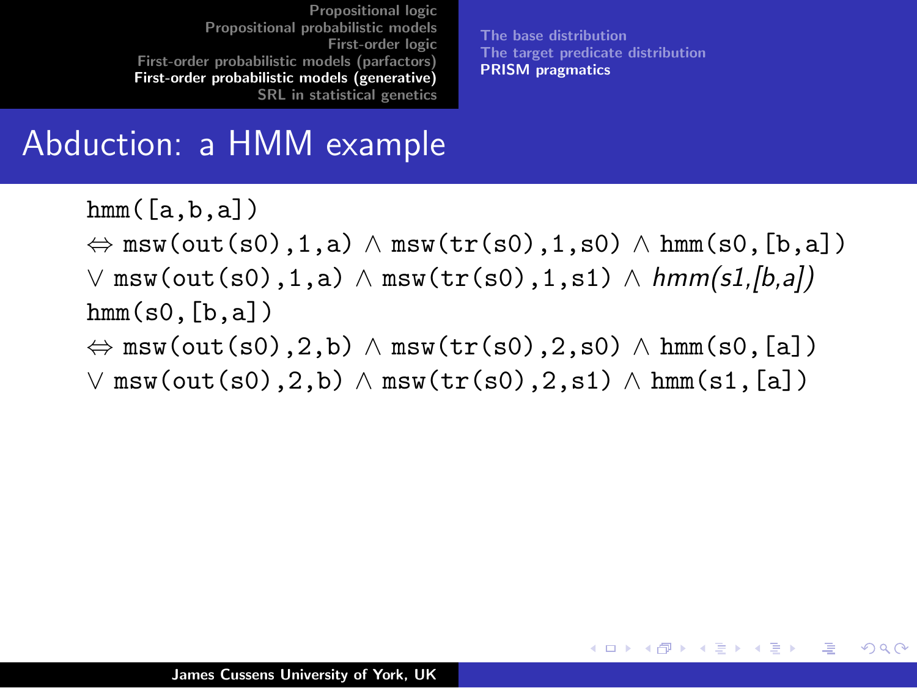## Abduction: a HMM example

```
hmm([a,b,a])
⇔ msw(out(s0),1,a) ∧ msw(tr(s0),1,s0) ∧ hmm(s0,[b,a])
∨ msw(out(s0),1,a) ∧ msw(tr(s0),1,s1) ∧ hmm(s1,[b,a])
hmm(s0,[b,a])
⇔ msw(out(s0),2,b) ∧ msw(tr(s0),2,s0) ∧ hmm(s0,[a])
∨ msw(out(s0),2,b) ∧ msw(tr(s0),2,s1) ∧ hmm(s1,[a])
```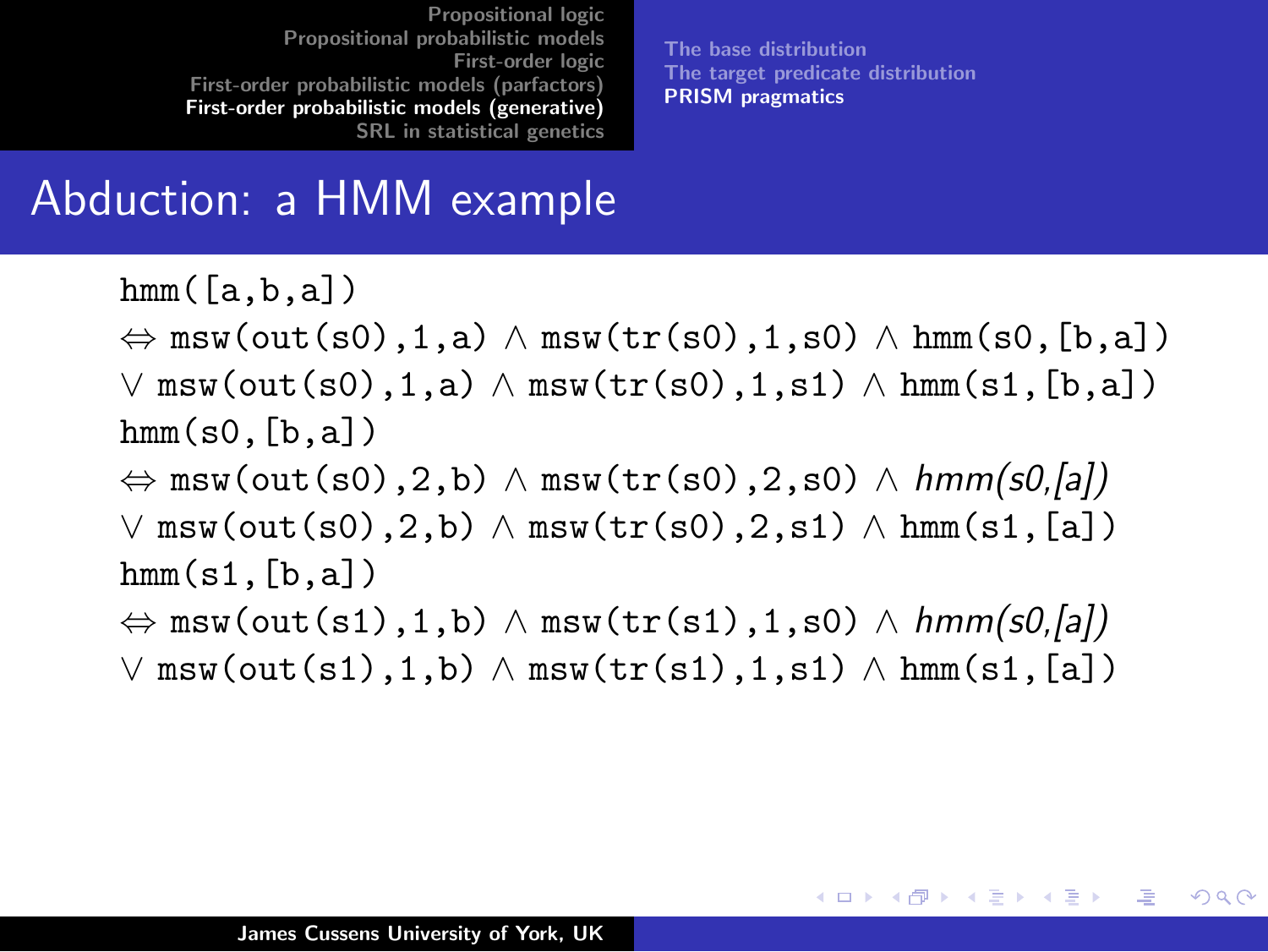## Abduction: a HMM example

hmm([a,b,a])
$\Leftrightarrow$ msw(out(s0),1,a) $\wedge$ msw(tr(s0),1,s0) $\wedge$ hmm(s0,[b,a])
$\vee$ msw(out(s0),1,a) $\wedge$ msw(tr(s0),1,s1) $\wedge$ hmm(s1,[b,a])
hmm(s0,[b,a])
$\Leftrightarrow$ msw(out(s0),2,b) $\wedge$ msw(tr(s0),2,s0) $\wedge$ *hmm(s0,[a])*
$\vee$ msw(out(s0),2,b) $\wedge$ msw(tr(s0),2,s1) $\wedge$ hmm(s1,[a])
hmm(s1,[b,a])
$\Leftrightarrow$ msw(out(s1),1,b) $\wedge$ msw(tr(s1),1,s0) $\wedge$ *hmm(s0,[a])*
$\vee$ msw(out(s1),1,b) $\wedge$ msw(tr(s1),1,s1) $\wedge$ hmm(s1,[a])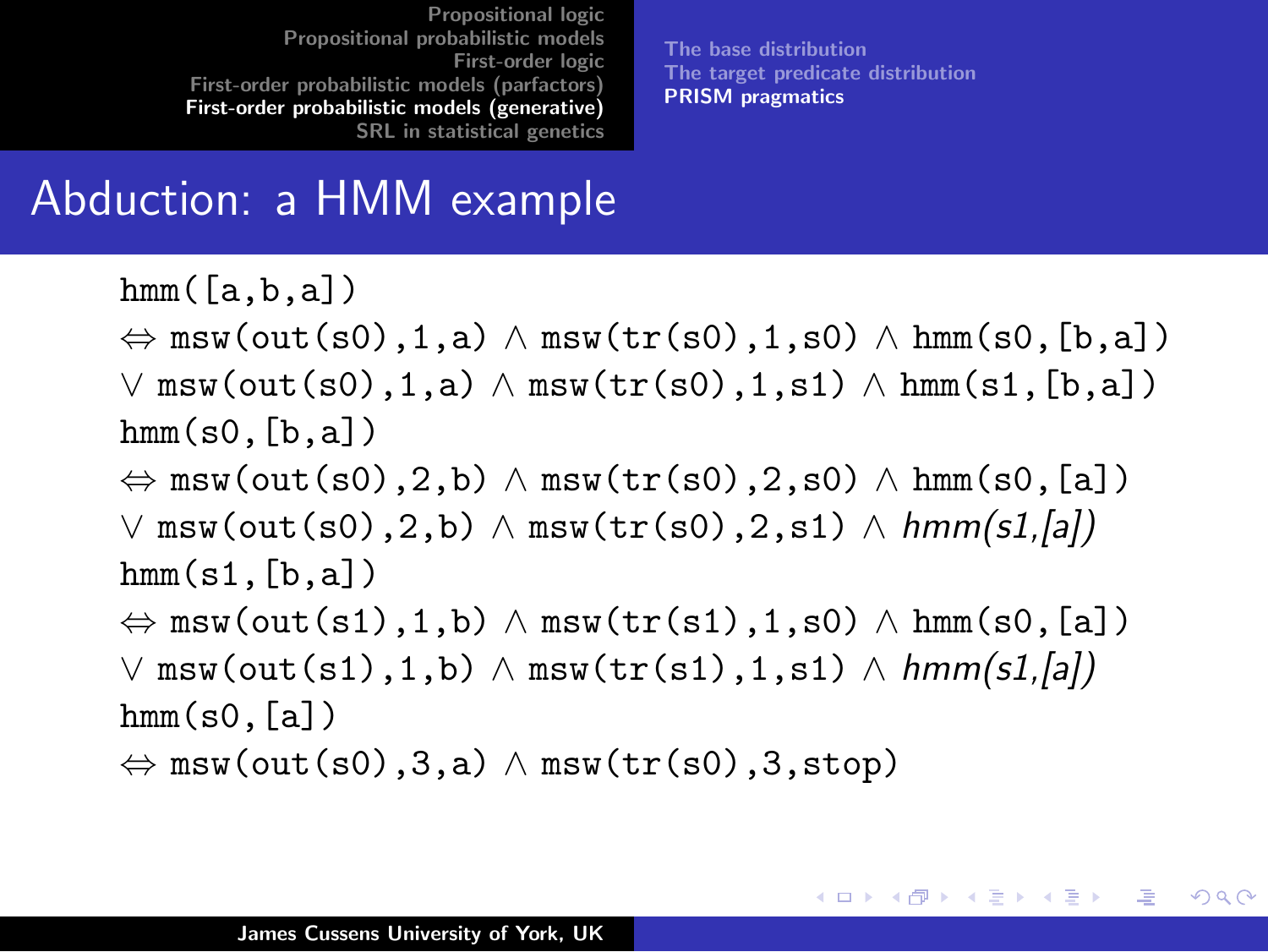# Abduction: a HMM example

hmm([a,b,a])

$\Leftrightarrow$ msw(out(s0),1,a) $\wedge$ msw(tr(s0),1,s0) $\wedge$ hmm(s0,[b,a])

$\vee$ msw(out(s0),1,a) $\wedge$ msw(tr(s0),1,s1) $\wedge$ hmm(s1,[b,a])

hmm(s0,[b,a])

$\Leftrightarrow$ msw(out(s0),2,b) $\wedge$ msw(tr(s0),2,s0) $\wedge$ hmm(s0,[a])

$\vee$ msw(out(s0),2,b) $\wedge$ msw(tr(s0),2,s1) $\wedge$ *hmm(s1,[a])*

hmm(s1,[b,a])

$\Leftrightarrow$ msw(out(s1),1,b) $\wedge$ msw(tr(s1),1,s0) $\wedge$ hmm(s0,[a])

$\vee$ msw(out(s1),1,b) $\wedge$ msw(tr(s1),1,s1) $\wedge$ *hmm(s1,[a])*

hmm(s0,[a])

$\Leftrightarrow$ msw(out(s0),3,a) $\wedge$ msw(tr(s0),3,stop)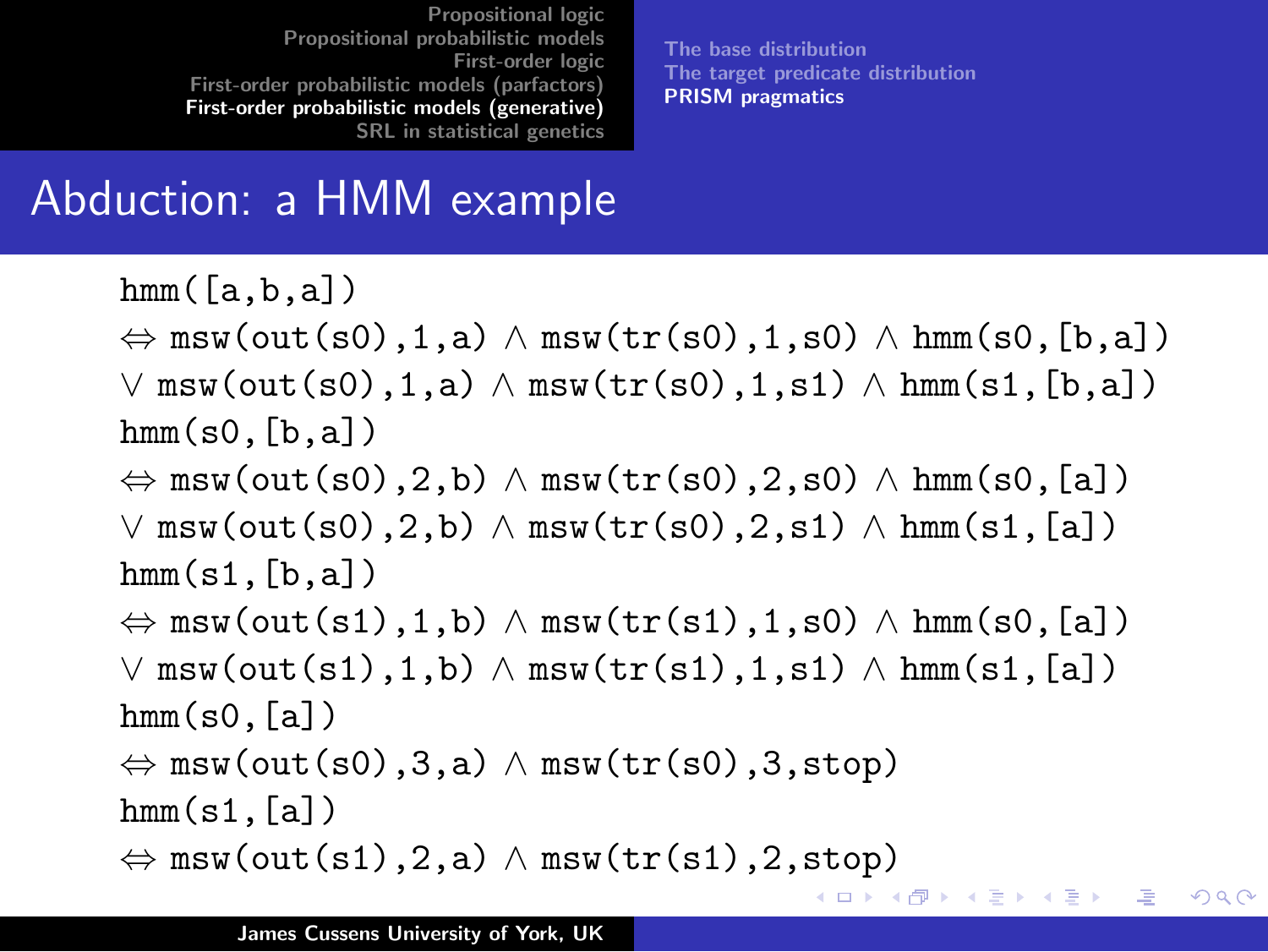# Abduction: a HMM example

```
hmm([a,b,a])
⇔ msw(out(s0),1,a) ∧ msw(tr(s0),1,s0) ∧ hmm(s0,[b,a])
∨ msw(out(s0),1,a) ∧ msw(tr(s0),1,s1) ∧ hmm(s1,[b,a])
hmm(s0,[b,a])
⇔ msw(out(s0),2,b) ∧ msw(tr(s0),2,s0) ∧ hmm(s0,[a])
∨ msw(out(s0),2,b) ∧ msw(tr(s0),2,s1) ∧ hmm(s1,[a])
hmm(s1,[b,a])
⇔ msw(out(s1),1,b) ∧ msw(tr(s1),1,s0) ∧ hmm(s0,[a])
∨ msw(out(s1),1,b) ∧ msw(tr(s1),1,s1) ∧ hmm(s1,[a])
hmm(s0,[a])
⇔ msw(out(s0),3,a) ∧ msw(tr(s0),3,stop)
hmm(s1,[a])
⇔ msw(out(s1),2,a) ∧ msw(tr(s1),2,stop)
```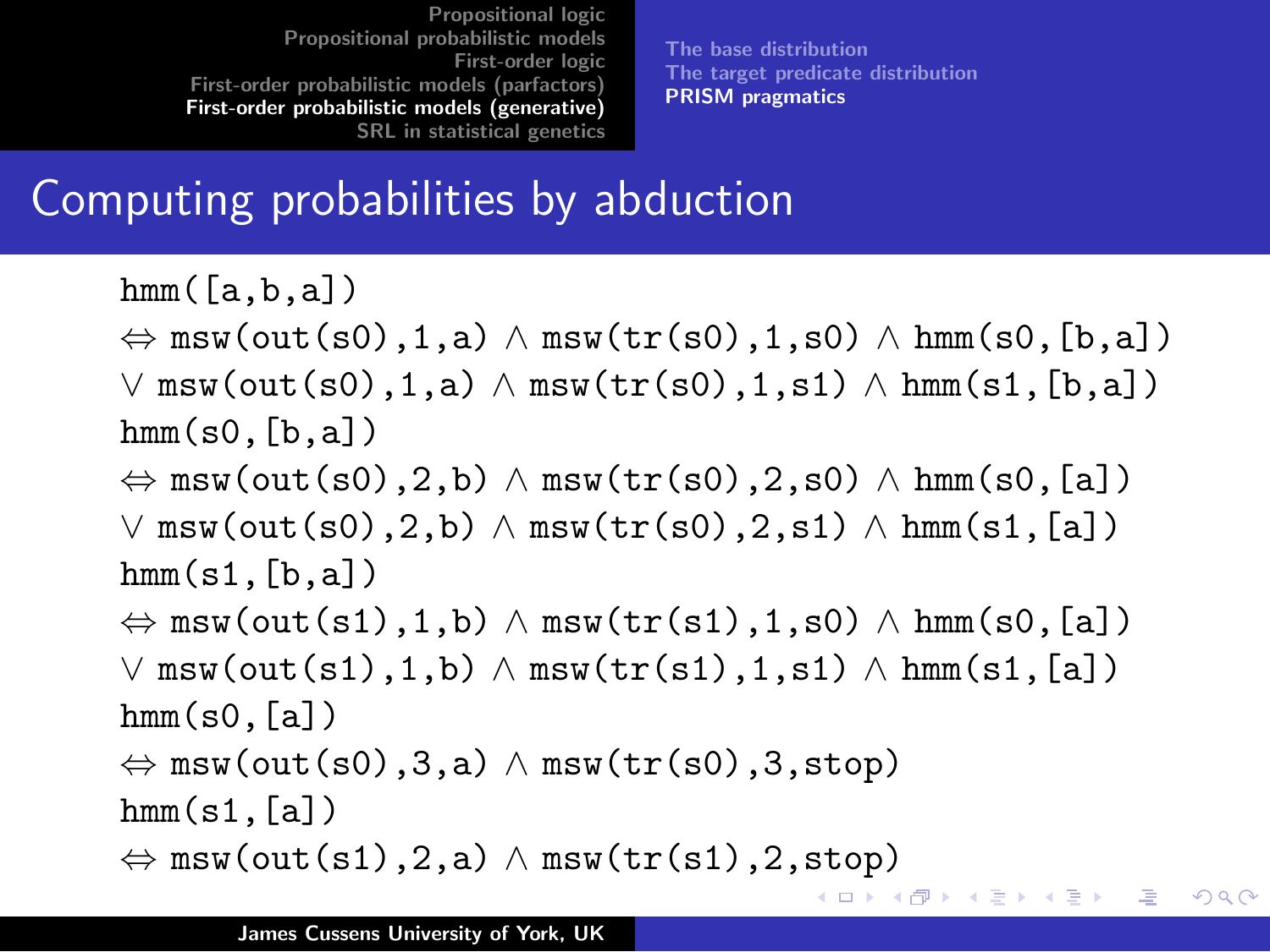# Computing probabilities by abduction

```
hmm([a,b,a])
⇔ msw(out(s0),1,a) ∧ msw(tr(s0),1,s0) ∧ hmm(s0,[b,a])
∨ msw(out(s0),1,a) ∧ msw(tr(s0),1,s1) ∧ hmm(s1,[b,a])
hmm(s0,[b,a])
⇔ msw(out(s0),2,b) ∧ msw(tr(s0),2,s0) ∧ hmm(s0,[a])
∨ msw(out(s0),2,b) ∧ msw(tr(s0),2,s1) ∧ hmm(s1,[a])
hmm(s1,[b,a])
⇔ msw(out(s1),1,b) ∧ msw(tr(s1),1,s0) ∧ hmm(s0,[a])
∨ msw(out(s1),1,b) ∧ msw(tr(s1),1,s1) ∧ hmm(s1,[a])
hmm(s0,[a])
⇔ msw(out(s0),3,a) ∧ msw(tr(s0),3,stop)
hmm(s1,[a])
⇔ msw(out(s1),2,a) ∧ msw(tr(s1),2,stop)
```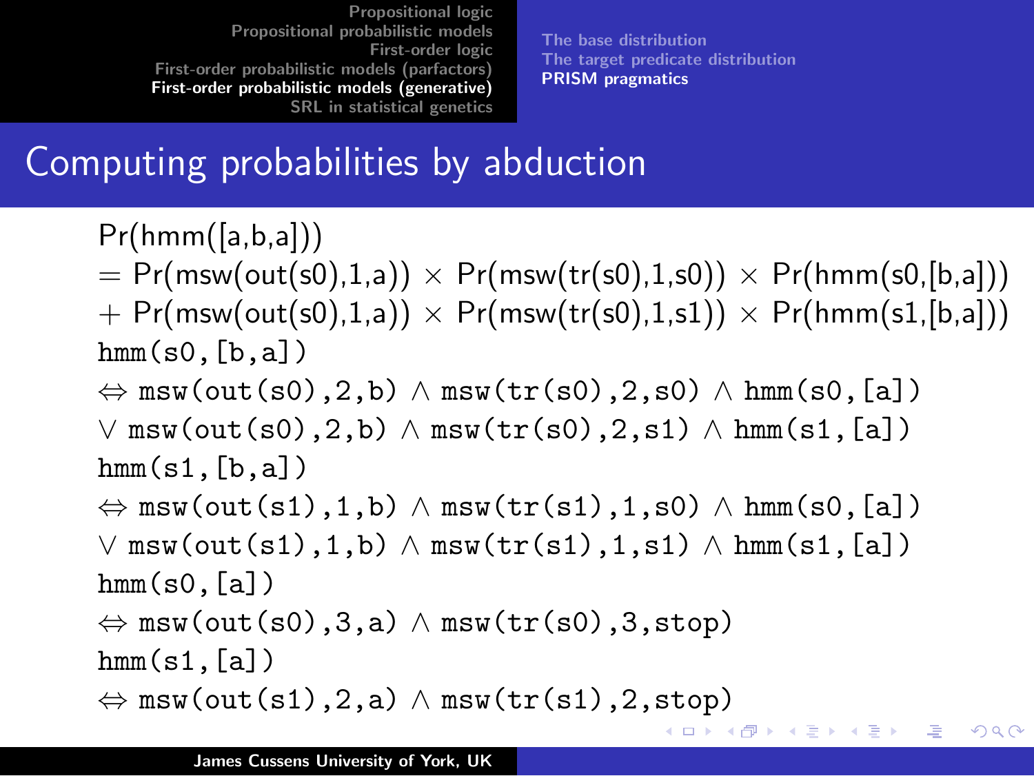## Computing probabilities by abduction

Pr(hmm([a,b,a]))
= Pr(msw(out(s0),1,a)) $\times$ Pr(msw(tr(s0),1,s0)) $\times$ Pr(hmm(s0,[b,a]))
+ Pr(msw(out(s0),1,a)) $\times$ Pr(msw(tr(s0),1,s1)) $\times$ Pr(hmm(s1,[b,a]))

```
hmm(s0,[b,a])
⇔ msw(out(s0),2,b) ∧ msw(tr(s0),2,s0) ∧ hmm(s0,[a])
∨ msw(out(s0),2,b) ∧ msw(tr(s0),2,s1) ∧ hmm(s1,[a])
hmm(s1,[b,a])
⇔ msw(out(s1),1,b) ∧ msw(tr(s1),1,s0) ∧ hmm(s0,[a])
∨ msw(out(s1),1,b) ∧ msw(tr(s1),1,s1) ∧ hmm(s1,[a])
hmm(s0,[a])
⇔ msw(out(s0),3,a) ∧ msw(tr(s0),3,stop)
hmm(s1,[a])
⇔ msw(out(s1),2,a) ∧ msw(tr(s1),2,stop)
```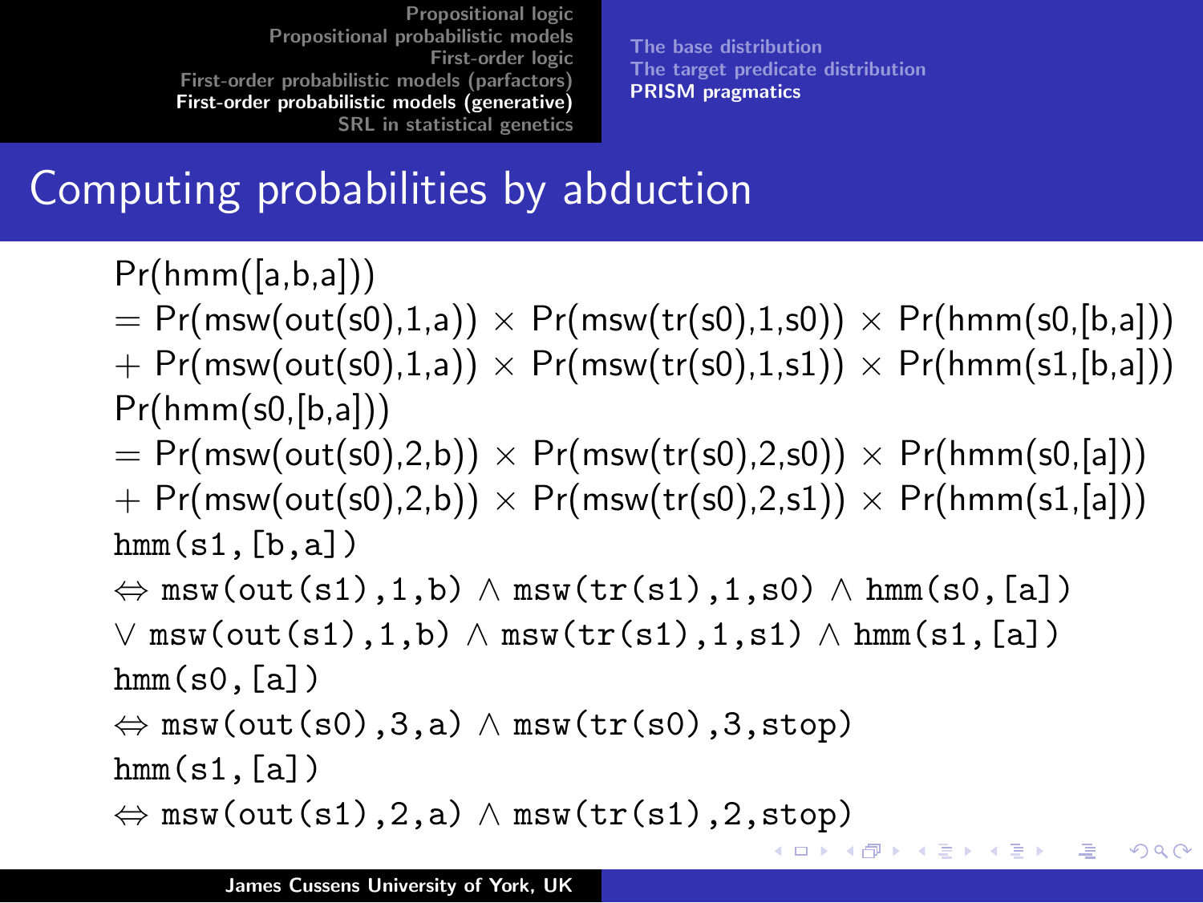# Computing probabilities by abduction

Pr(hmm([a,b,a]))

= Pr(msw(out(s0),1,a)) × Pr(msw(tr(s0),1,s0)) × Pr(hmm(s0,[b,a]))

+ Pr(msw(out(s0),1,a)) × Pr(msw(tr(s0),1,s1)) × Pr(hmm(s1,[b,a]))

Pr(hmm(s0,[b,a]))

= Pr(msw(out(s0),2,b)) × Pr(msw(tr(s0),2,s0)) × Pr(hmm(s0,[a]))

+ Pr(msw(out(s0),2,b)) × Pr(msw(tr(s0),2,s1)) × Pr(hmm(s1,[a]))

```
hmm(s1,[b,a])
⇔ msw(out(s1),1,b) ∧ msw(tr(s1),1,s0) ∧ hmm(s0,[a])
∨ msw(out(s1),1,b) ∧ msw(tr(s1),1,s1) ∧ hmm(s1,[a])
hmm(s0,[a])
⇔ msw(out(s0),3,a) ∧ msw(tr(s0),3,stop)
hmm(s1,[a])
⇔ msw(out(s1),2,a) ∧ msw(tr(s1),2,stop)
```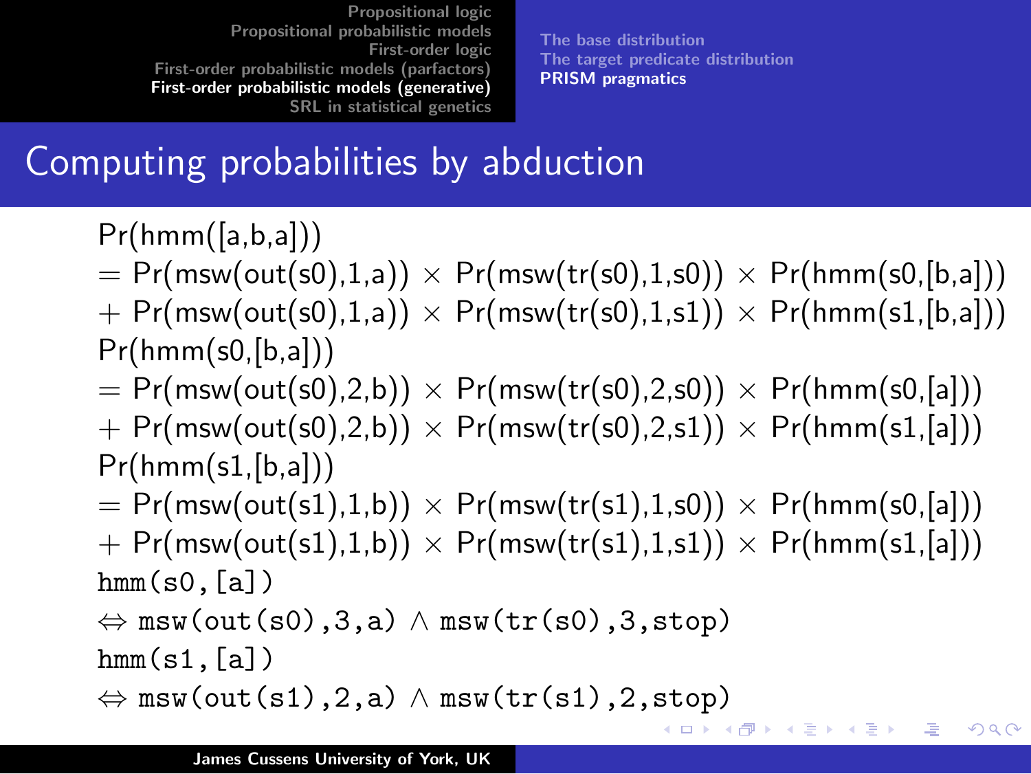# Computing probabilities by abduction

Pr(hmm([a,b,a]))
= Pr(msw(out(s0),1,a)) × Pr(msw(tr(s0),1,s0)) × Pr(hmm(s0,[b,a]))
+ Pr(msw(out(s0),1,a)) × Pr(msw(tr(s0),1,s1)) × Pr(hmm(s1,[b,a]))
Pr(hmm(s0,[b,a]))
= Pr(msw(out(s0),2,b)) × Pr(msw(tr(s0),2,s0)) × Pr(hmm(s0,[a]))
+ Pr(msw(out(s0),2,b)) × Pr(msw(tr(s0),2,s1)) × Pr(hmm(s1,[a]))
Pr(hmm(s1,[b,a]))
= Pr(msw(out(s1),1,b)) × Pr(msw(tr(s1),1,s0)) × Pr(hmm(s0,[a]))
+ Pr(msw(out(s1),1,b)) × Pr(msw(tr(s1),1,s1)) × Pr(hmm(s1,[a]))

```
hmm(s0,[a])
⇔ msw(out(s0),3,a) ∧ msw(tr(s0),3,stop)
hmm(s1,[a])
⇔ msw(out(s1),2,a) ∧ msw(tr(s1),2,stop)
```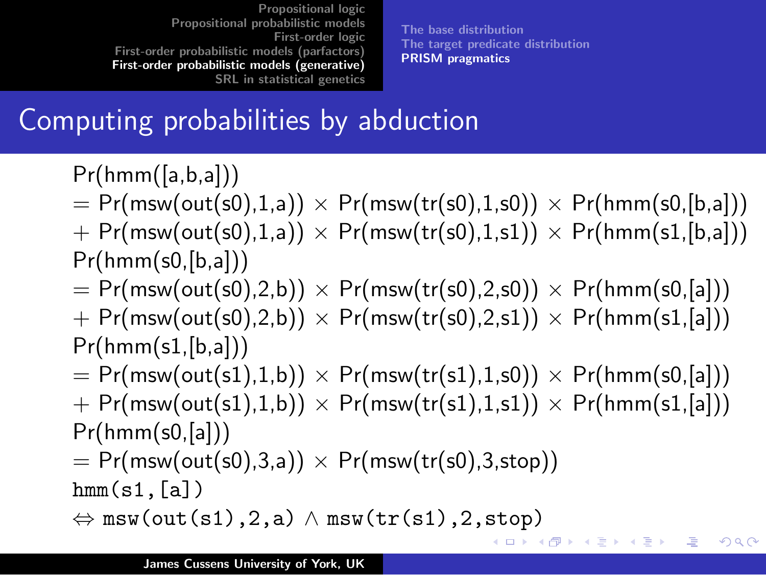# Computing probabilities by abduction

Pr(hmm([a,b,a]))
= Pr(msw(out(s0),1,a)) × Pr(msw(tr(s0),1,s0)) × Pr(hmm(s0,[b,a]))
+ Pr(msw(out(s0),1,a)) × Pr(msw(tr(s0),1,s1)) × Pr(hmm(s1,[b,a]))

Pr(hmm(s0,[b,a]))
= Pr(msw(out(s0),2,b)) × Pr(msw(tr(s0),2,s0)) × Pr(hmm(s0,[a]))
+ Pr(msw(out(s0),2,b)) × Pr(msw(tr(s0),2,s1)) × Pr(hmm(s1,[a]))

Pr(hmm(s1,[b,a]))
= Pr(msw(out(s1),1,b)) × Pr(msw(tr(s1),1,s0)) × Pr(hmm(s0,[a]))
+ Pr(msw(out(s1),1,b)) × Pr(msw(tr(s1),1,s1)) × Pr(hmm(s1,[a]))

Pr(hmm(s0,[a]))
= Pr(msw(out(s0),3,a)) × Pr(msw(tr(s0),3,stop))

```
hmm(s1,[a])
⇔ msw(out(s1),2,a) ∧ msw(tr(s1),2,stop)
```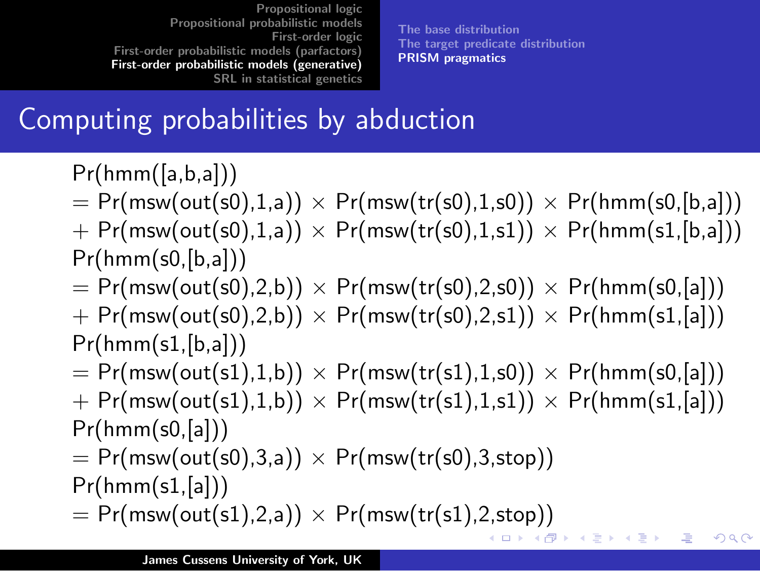## Computing probabilities by abduction

Pr(hmm([a,b,a]))
= Pr(msw(out(s0),1,a)) × Pr(msw(tr(s0),1,s0)) × Pr(hmm(s0,[b,a]))
+ Pr(msw(out(s0),1,a)) × Pr(msw(tr(s0),1,s1)) × Pr(hmm(s1,[b,a]))

Pr(hmm(s0,[b,a]))
= Pr(msw(out(s0),2,b)) × Pr(msw(tr(s0),2,s0)) × Pr(hmm(s0,[a]))
+ Pr(msw(out(s0),2,b)) × Pr(msw(tr(s0),2,s1)) × Pr(hmm(s1,[a]))

Pr(hmm(s1,[b,a]))
= Pr(msw(out(s1),1,b)) × Pr(msw(tr(s1),1,s0)) × Pr(hmm(s0,[a]))
+ Pr(msw(out(s1),1,b)) × Pr(msw(tr(s1),1,s1)) × Pr(hmm(s1,[a]))

Pr(hmm(s0,[a]))
= Pr(msw(out(s0),3,a)) × Pr(msw(tr(s0),3,stop))

Pr(hmm(s1,[a]))
= Pr(msw(out(s1),2,a)) × Pr(msw(tr(s1),2,stop))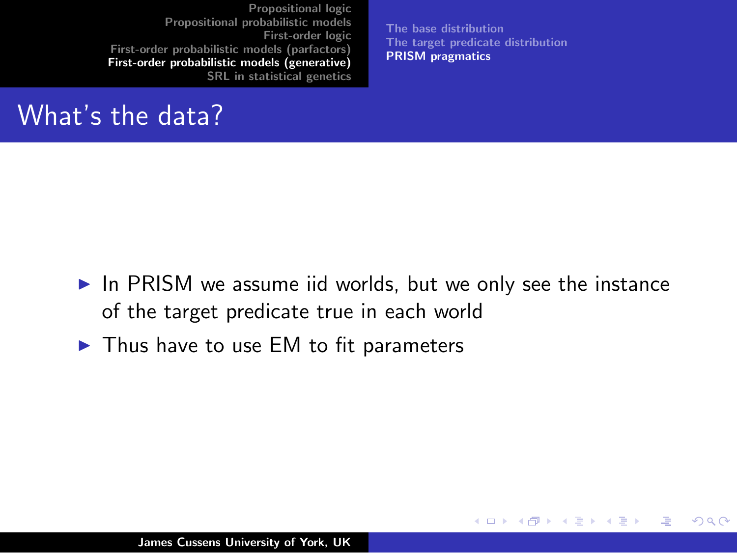# What's the data?

- In PRISM we assume iid worlds, but we only see the instance of the target predicate true in each world
- Thus have to use EM to fit parameters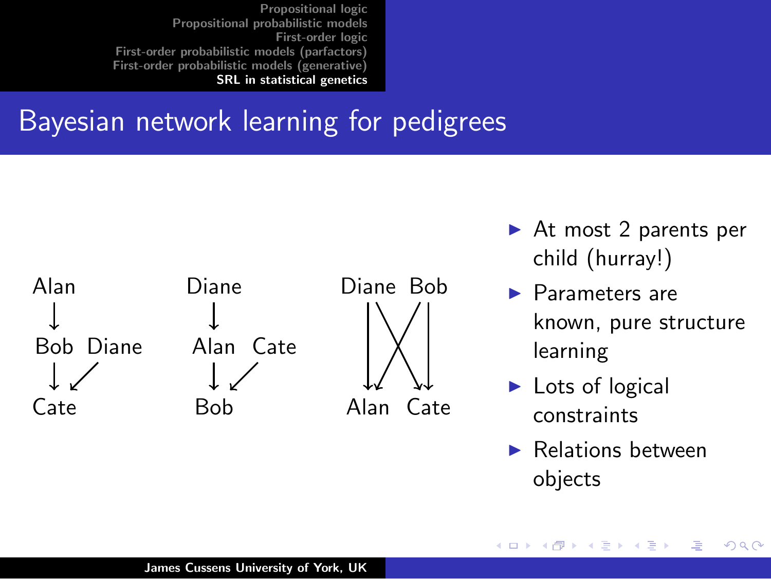## Bayesian network learning for pedigrees

Alan → Bob; Bob → Cate; Diane → Cate

Diane → Alan; Alan → Bob; Cate → Bob

Diane → Alan; Diane → Cate; Bob → Alan; Bob → Cate

- At most 2 parents per child (hurray!)
- Parameters are known, pure structure learning
- Lots of logical constraints
- Relations between objects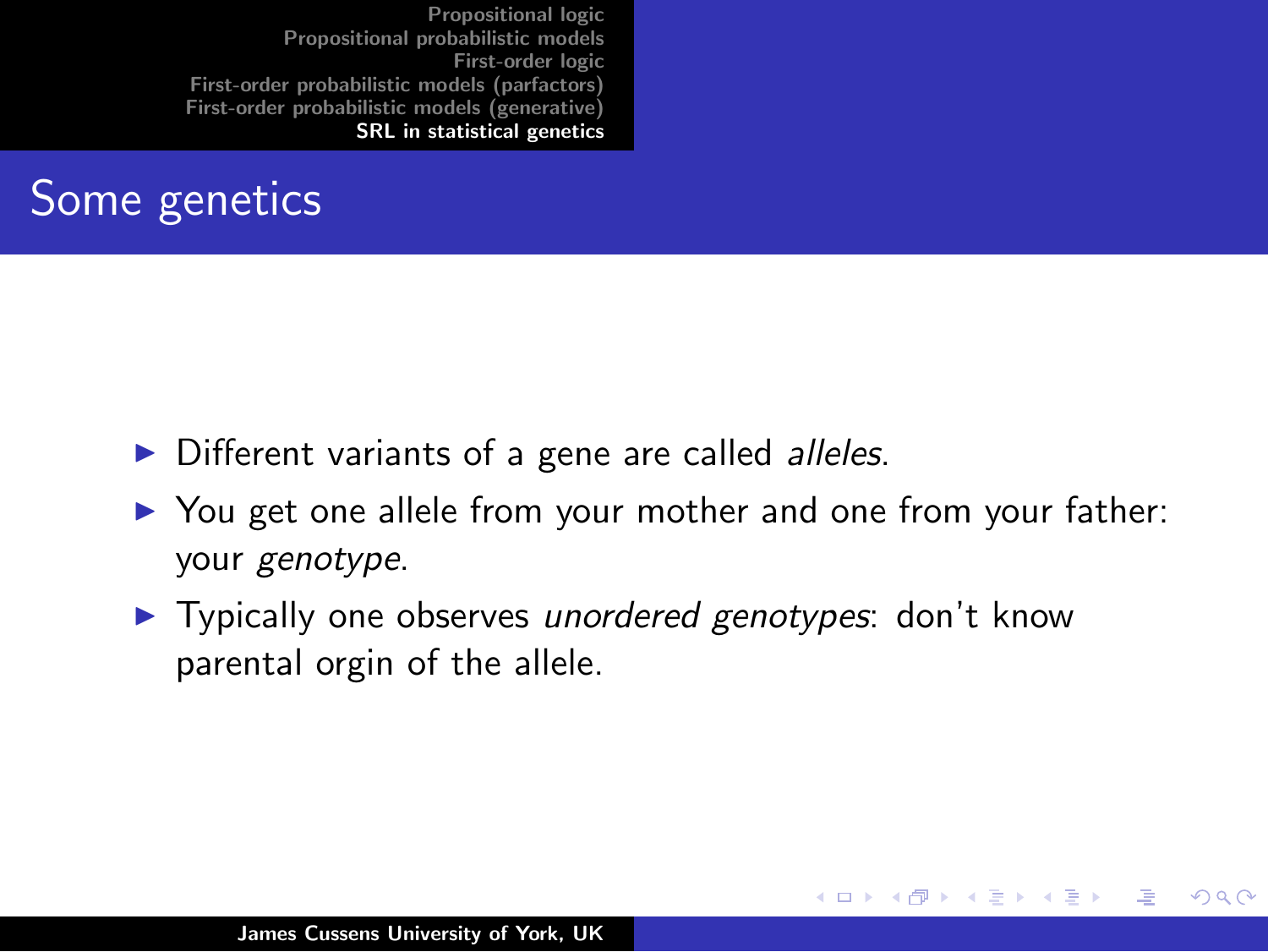# Some genetics

- Different variants of a gene are called *alleles*.
- You get one allele from your mother and one from your father: your *genotype*.
- Typically one observes *unordered genotypes*: don't know parental orgin of the allele.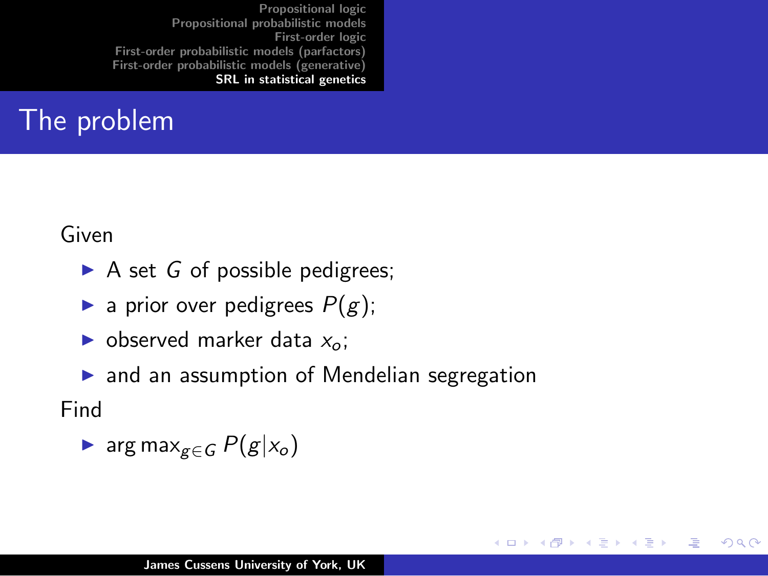# The problem

Given

- A set $G$ of possible pedigrees;
- a prior over pedigrees $P(g)$;
- observed marker data $x_o$;
- and an assumption of Mendelian segregation

Find

- $\arg\max_{g \in G} P(g|x_o)$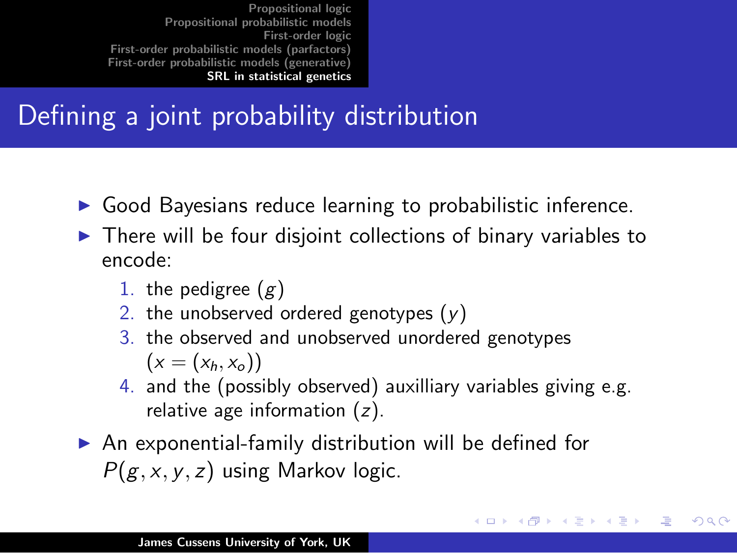# Defining a joint probability distribution

- Good Bayesians reduce learning to probabilistic inference.
- There will be four disjoint collections of binary variables to encode:
  1. the pedigree ($g$)
  2. the unobserved ordered genotypes ($y$)
  3. the observed and unobserved unordered genotypes ($x = (x_h, x_o)$)
  4. and the (possibly observed) auxilliary variables giving e.g. relative age information ($z$).
- An exponential-family distribution will be defined for $P(g, x, y, z)$ using Markov logic.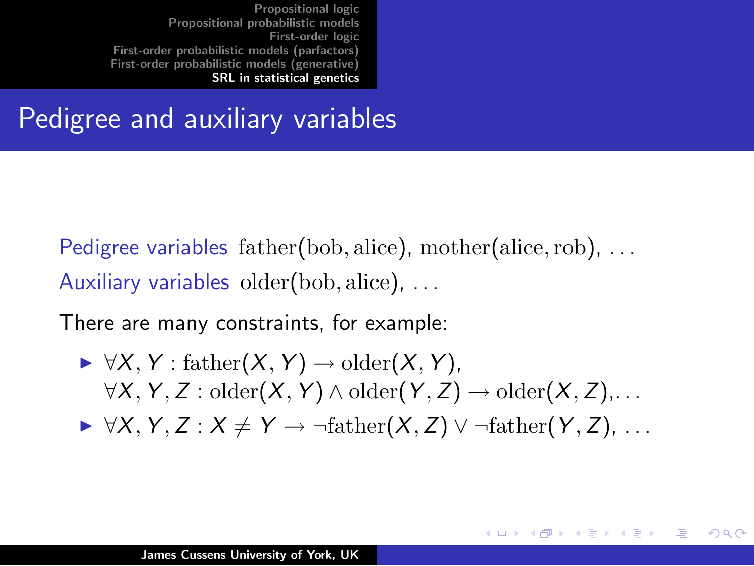## Pedigree and auxiliary variables

**Pedigree variables** $\text{father}(\text{bob}, \text{alice})$, $\text{mother}(\text{alice}, \text{rob})$, ...

**Auxiliary variables** $\text{older}(\text{bob}, \text{alice})$, ...

There are many constraints, for example:

- $\forall X, Y : \text{father}(X, Y) \rightarrow \text{older}(X, Y)$,
  $\forall X, Y, Z : \text{older}(X, Y) \wedge \text{older}(Y, Z) \rightarrow \text{older}(X, Z)$,...
- $\forall X, Y, Z : X \neq Y \rightarrow \neg\text{father}(X, Z) \vee \neg\text{father}(Y, Z)$, ...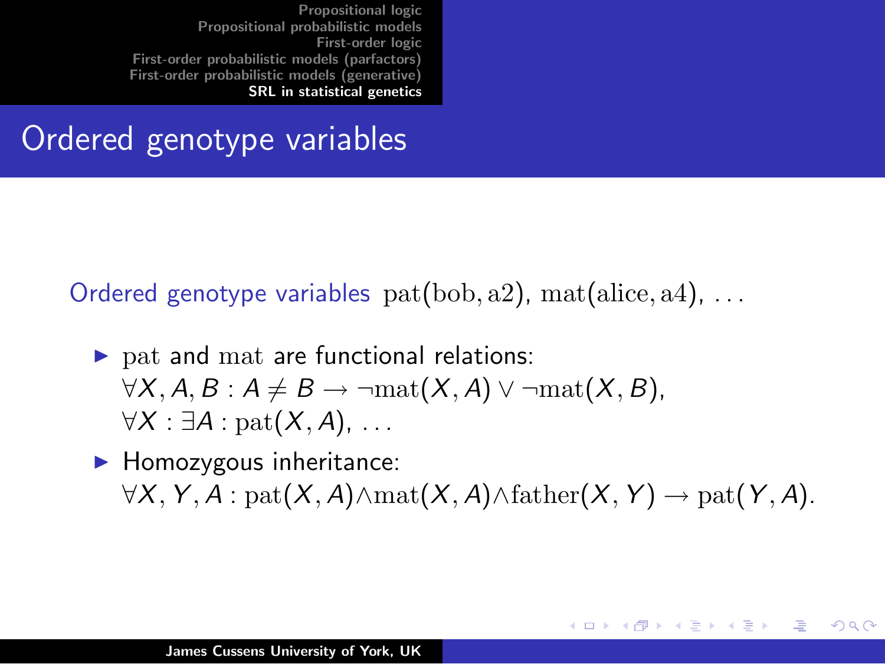# Ordered genotype variables

Ordered genotype variables $\mathrm{pat}(\mathrm{bob}, \mathrm{a2})$, $\mathrm{mat}(\mathrm{alice}, \mathrm{a4})$, ...

- $\mathrm{pat}$ and $\mathrm{mat}$ are functional relations:
  $\forall X, A, B : A \neq B \rightarrow \neg \mathrm{mat}(X, A) \vee \neg \mathrm{mat}(X, B)$,
  $\forall X : \exists A : \mathrm{pat}(X, A)$, ...
- Homozygous inheritance:
  $\forall X, Y, A : \mathrm{pat}(X, A) \wedge \mathrm{mat}(X, A) \wedge \mathrm{father}(X, Y) \rightarrow \mathrm{pat}(Y, A)$.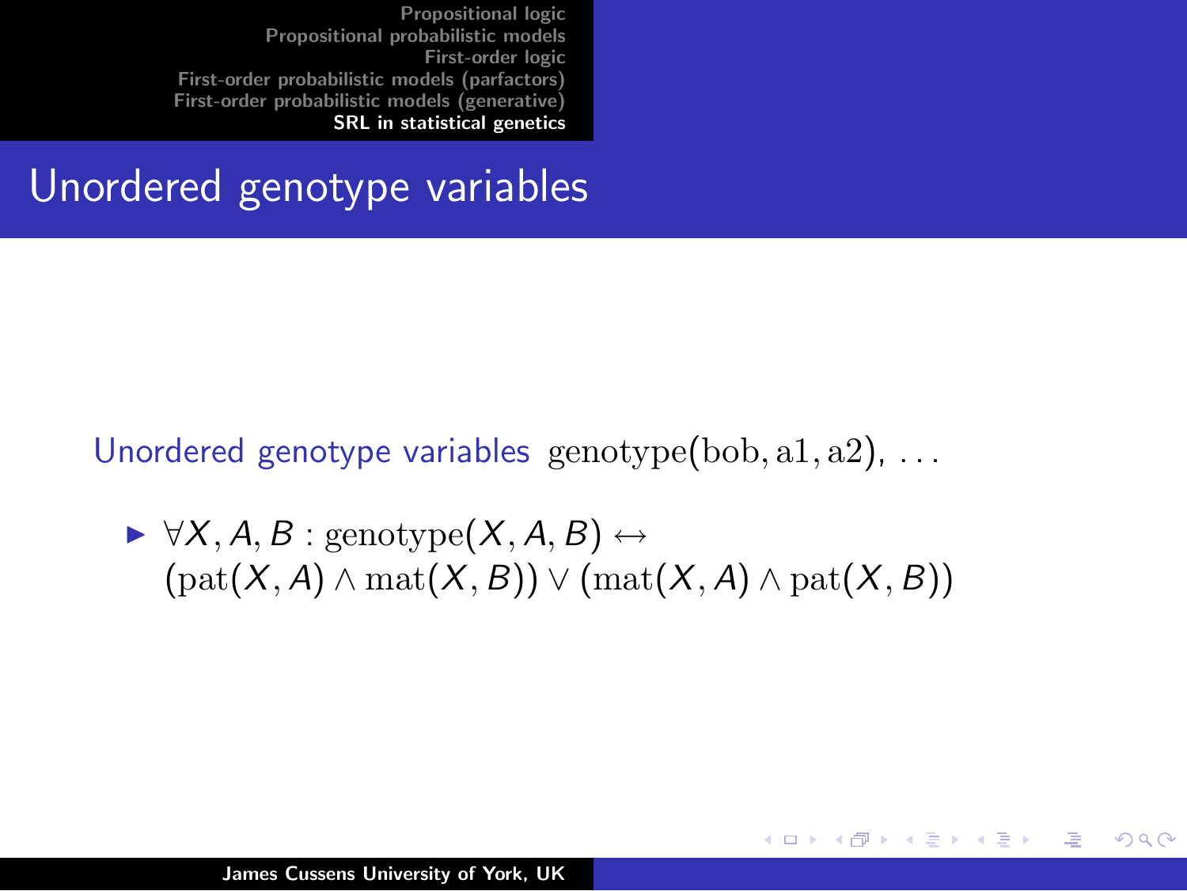## Unordered genotype variables

Unordered genotype variables $\text{genotype}(\text{bob}, \text{a1}, \text{a2})$, ...

- $\forall X, A, B : \text{genotype}(X, A, B) \leftrightarrow (\text{pat}(X, A) \wedge \text{mat}(X, B)) \vee (\text{mat}(X, A) \wedge \text{pat}(X, B))$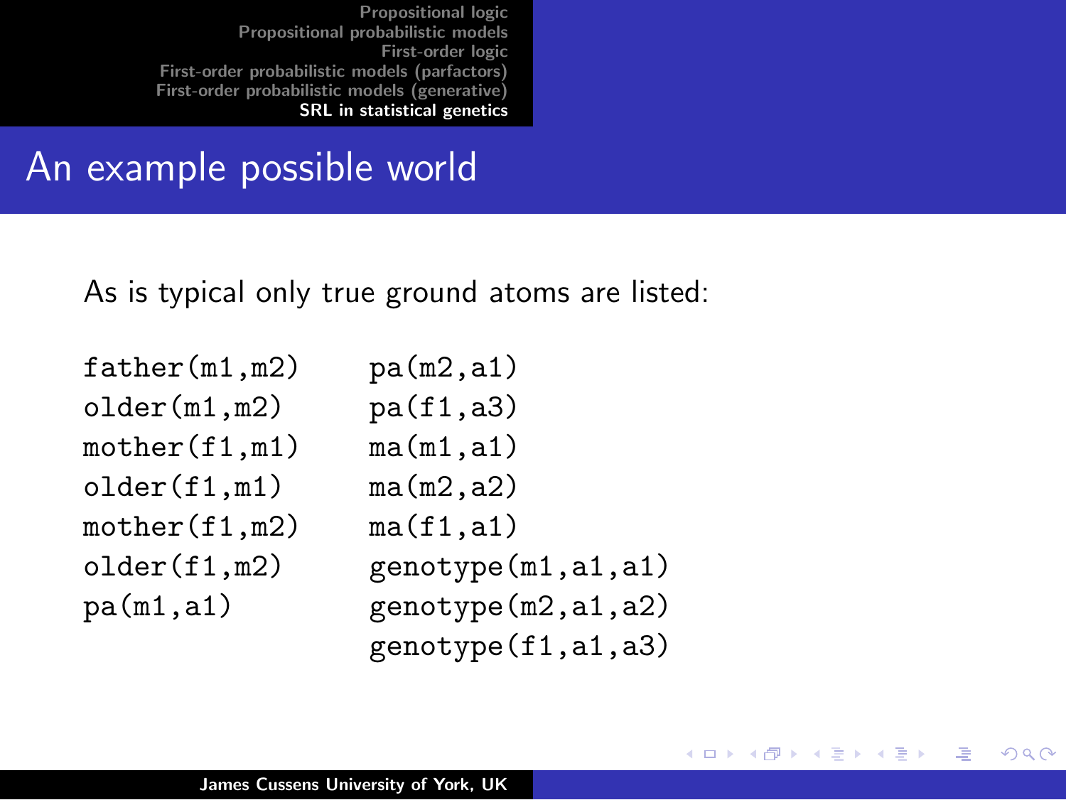## An example possible world

As is typical only true ground atoms are listed:

```
father(m1,m2)      pa(m2,a1)
older(m1,m2)       pa(f1,a3)
mother(f1,m1)      ma(m1,a1)
older(f1,m1)       ma(m2,a2)
mother(f1,m2)      ma(f1,a1)
older(f1,m2)       genotype(m1,a1,a1)
pa(m1,a1)          genotype(m2,a1,a2)
                   genotype(f1,a1,a3)
```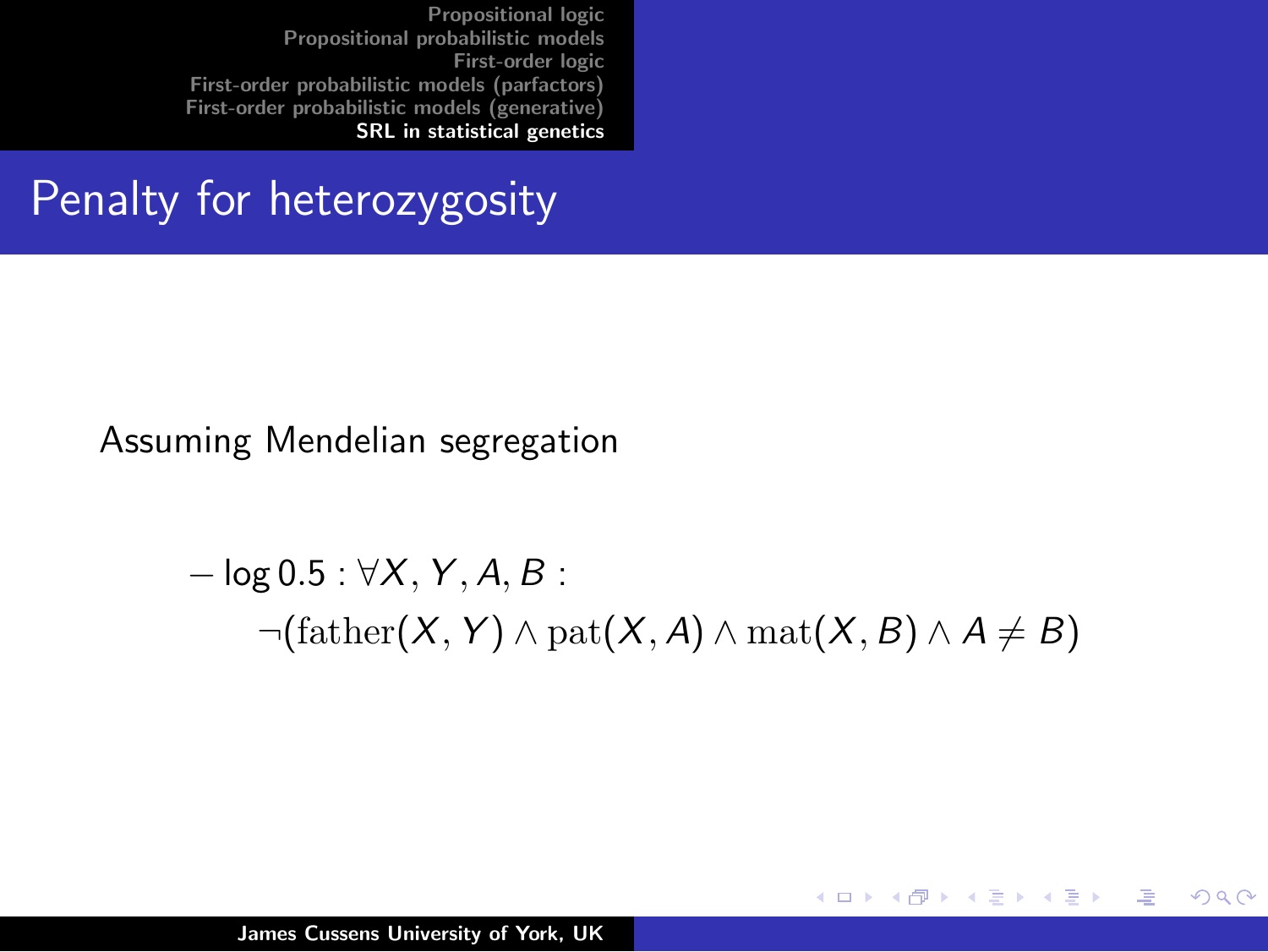# Penalty for heterozygosity

Assuming Mendelian segregation

$$
\begin{aligned}
&-\log 0.5 : \forall X, Y, A, B : \\
&\quad \neg(\mathrm{father}(X, Y) \wedge \mathrm{pat}(X, A) \wedge \mathrm{mat}(X, B) \wedge A \neq B)
\end{aligned}
$$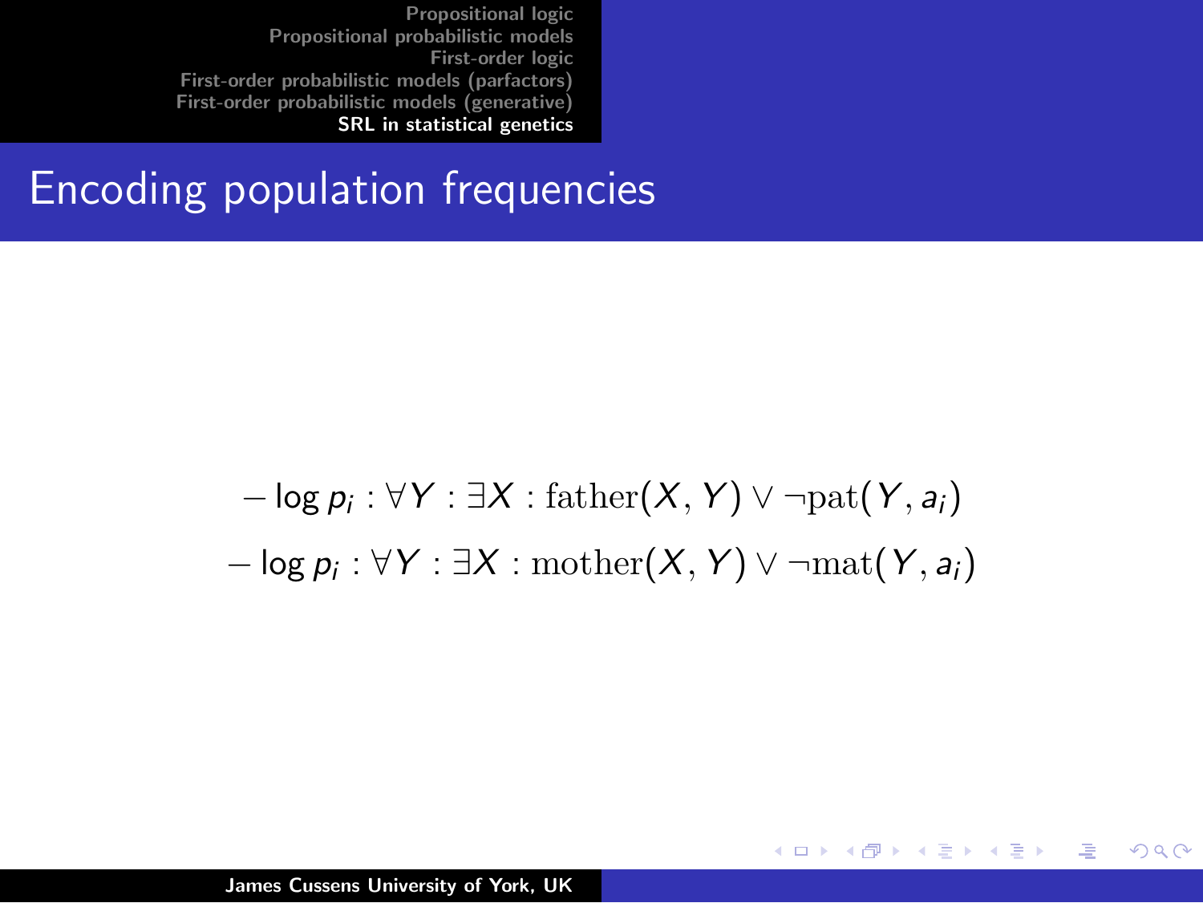# Encoding population frequencies

$$-\log p_i : \forall Y : \exists X : \mathrm{father}(X, Y) \vee \neg \mathrm{pat}(Y, a_i)$$

$$-\log p_i : \forall Y : \exists X : \mathrm{mother}(X, Y) \vee \neg \mathrm{mat}(Y, a_i)$$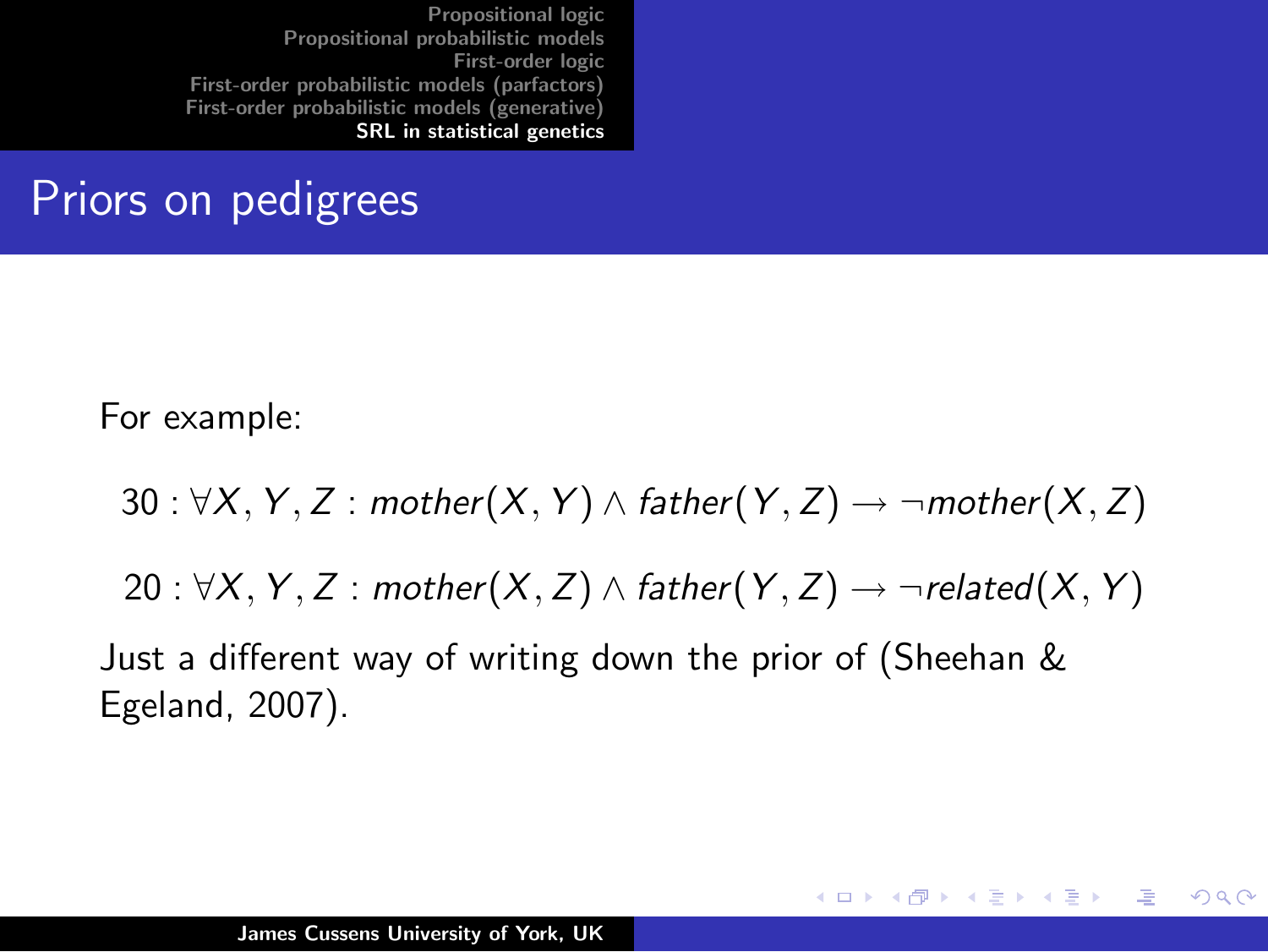## Priors on pedigrees

For example:

$$30 : \forall X, Y, Z : mother(X, Y) \wedge father(Y, Z) \rightarrow \neg mother(X, Z)$$

$$20 : \forall X, Y, Z : mother(X, Z) \wedge father(Y, Z) \rightarrow \neg related(X, Y)$$

Just a different way of writing down the prior of (Sheehan & Egeland, 2007).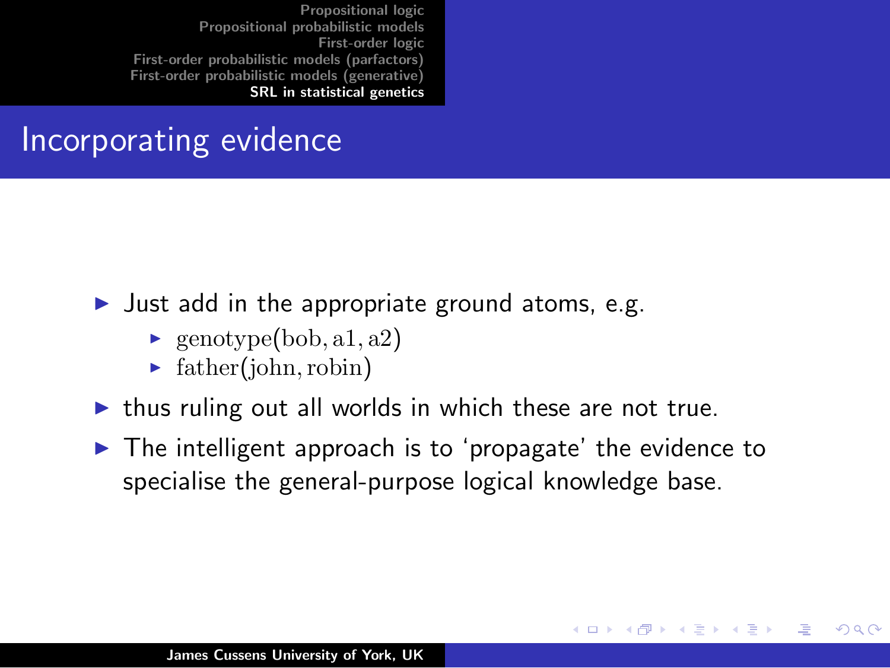# Incorporating evidence

- Just add in the appropriate ground atoms, e.g.
  - $\text{genotype}(\text{bob}, \text{a1}, \text{a2})$
  - $\text{father}(\text{john}, \text{robin})$
- thus ruling out all worlds in which these are not true.
- The intelligent approach is to 'propagate' the evidence to specialise the general-purpose logical knowledge base.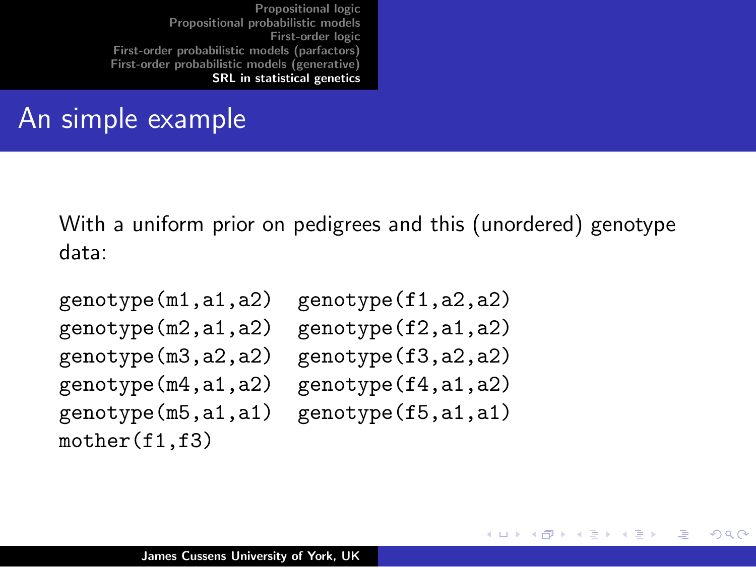## An simple example

With a uniform prior on pedigrees and this (unordered) genotype data:

```
genotype(m1,a1,a2)  genotype(f1,a2,a2)
genotype(m2,a1,a2)  genotype(f2,a1,a2)
genotype(m3,a2,a2)  genotype(f3,a2,a2)
genotype(m4,a1,a2)  genotype(f4,a1,a2)
genotype(m5,a1,a1)  genotype(f5,a1,a1)
mother(f1,f3)
```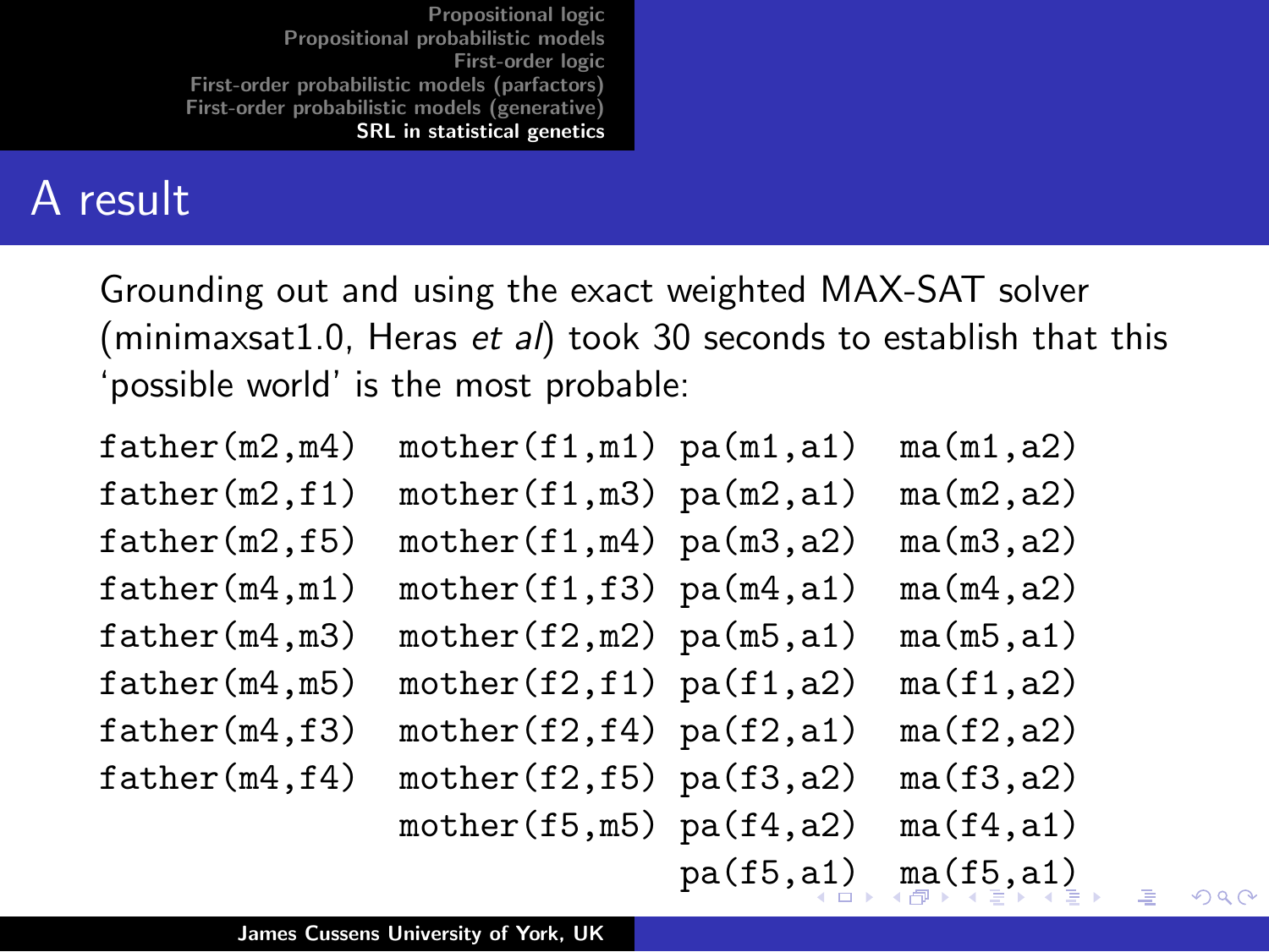## A result

Grounding out and using the exact weighted MAX-SAT solver (minimaxsat1.0, Heras *et al*) took 30 seconds to establish that this 'possible world' is the most probable:

```
father(m2,m4)  mother(f1,m1) pa(m1,a1)  ma(m1,a2)
father(m2,f1)  mother(f1,m3) pa(m2,a1)  ma(m2,a2)
father(m2,f5)  mother(f1,m4) pa(m3,a2)  ma(m3,a2)
father(m4,m1)  mother(f1,f3) pa(m4,a1)  ma(m4,a2)
father(m4,m3)  mother(f2,m2) pa(m5,a1)  ma(m5,a1)
father(m4,m5)  mother(f2,f1) pa(f1,a2)  ma(f1,a2)
father(m4,f3)  mother(f2,f4) pa(f2,a1)  ma(f2,a2)
father(m4,f4)  mother(f2,f5) pa(f3,a2)  ma(f3,a2)
               mother(f5,m5) pa(f4,a2)  ma(f4,a1)
                             pa(f5,a1)  ma(f5,a1)
```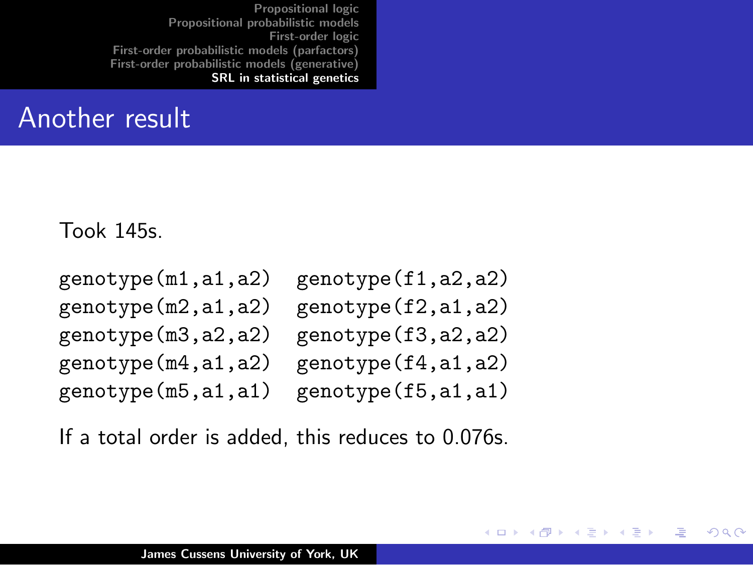# Another result

Took 145s.

```
genotype(m1,a1,a2)  genotype(f1,a2,a2)
genotype(m2,a1,a2)  genotype(f2,a1,a2)
genotype(m3,a2,a2)  genotype(f3,a2,a2)
genotype(m4,a1,a2)  genotype(f4,a1,a2)
genotype(m5,a1,a1)  genotype(f5,a1,a1)
```

If a total order is added, this reduces to 0.076s.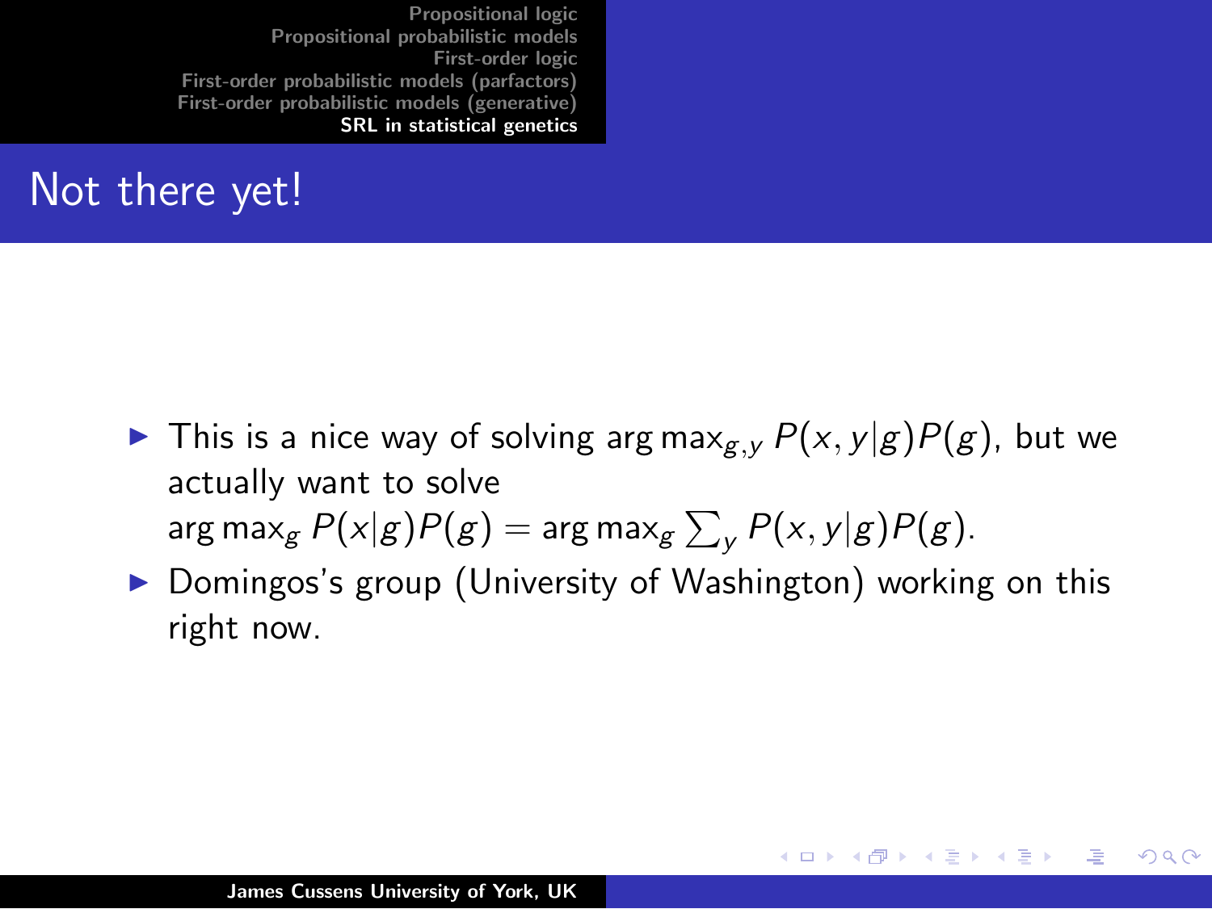# Not there yet!

- This is a nice way of solving $\arg\max_{g,y} P(x, y|g)P(g)$, but we actually want to solve $\arg\max_{g} P(x|g)P(g) = \arg\max_{g} \sum_{y} P(x, y|g)P(g)$.
- Domingos's group (University of Washington) working on this right now.